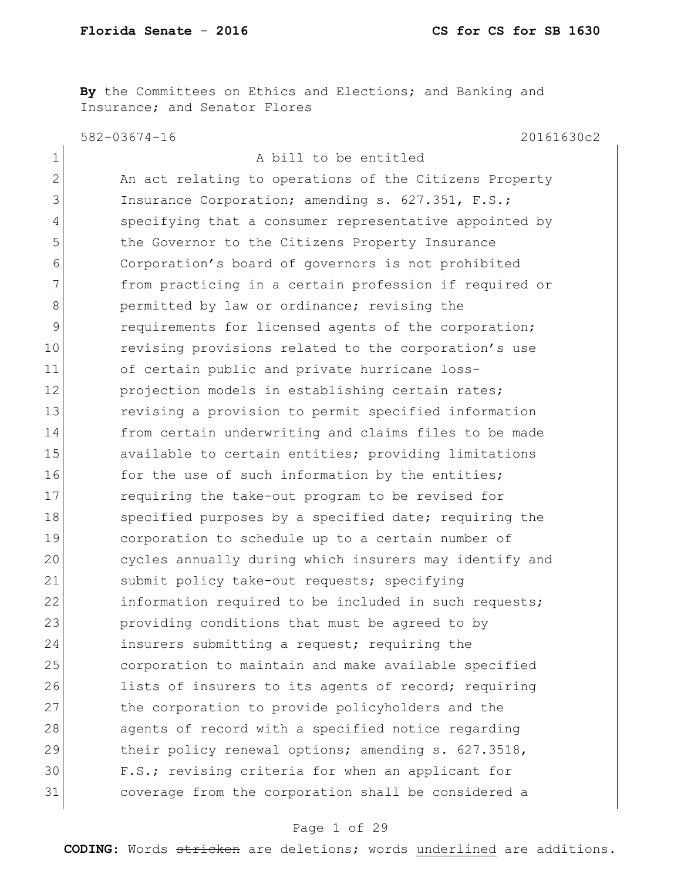**By** the Committees on Ethics and Elections; and Banking and Insurance; and Senator Flores

582-03674-16 20161630c2

1 A bill to be entitled
2 An act relating to operations of the Citizens Property
3 Insurance Corporation; amending s. 627.351, F.S.;
4 specifying that a consumer representative appointed by
5 the Governor to the Citizens Property Insurance
6 Corporation's board of governors is not prohibited
7 from practicing in a certain profession if required or
8 permitted by law or ordinance; revising the
9 requirements for licensed agents of the corporation;
10 revising provisions related to the corporation's use
11 of certain public and private hurricane loss-
12 projection models in establishing certain rates;
13 revising a provision to permit specified information
14 from certain underwriting and claims files to be made
15 available to certain entities; providing limitations
16 for the use of such information by the entities;
17 requiring the take-out program to be revised for
18 specified purposes by a specified date; requiring the
19 corporation to schedule up to a certain number of
20 cycles annually during which insurers may identify and
21 submit policy take-out requests; specifying
22 information required to be included in such requests;
23 providing conditions that must be agreed to by
24 insurers submitting a request; requiring the
25 corporation to maintain and make available specified
26 lists of insurers to its agents of record; requiring
27 the corporation to provide policyholders and the
28 agents of record with a specified notice regarding
29 their policy renewal options; amending s. 627.3518,
30 F.S.; revising criteria for when an applicant for
31 coverage from the corporation shall be considered a

**CODING:** Words ~~stricken~~ are deletions; words <u>underlined</u> are additions.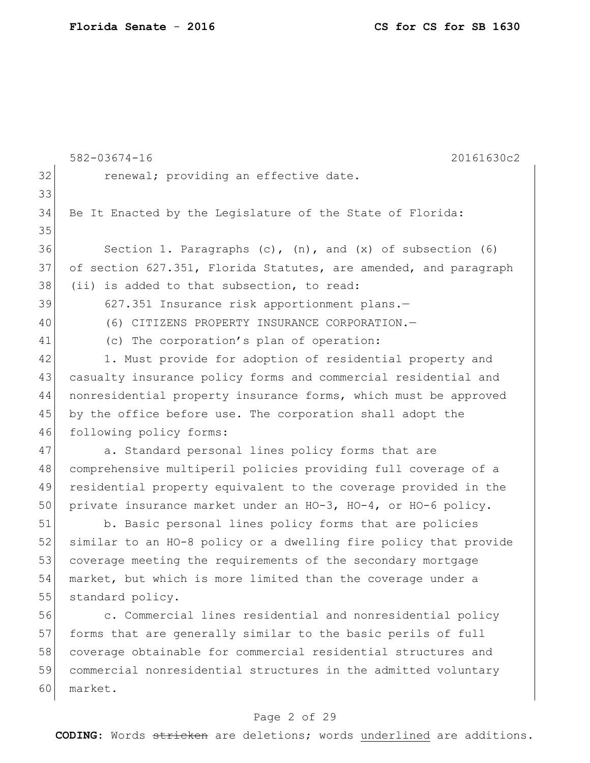renewal; providing an effective date.

Be It Enacted by the Legislature of the State of Florida:

Section 1. Paragraphs (c), (n), and (x) of subsection (6) of section 627.351, Florida Statutes, are amended, and paragraph (ii) is added to that subsection, to read:

627.351 Insurance risk apportionment plans.—

(6) CITIZENS PROPERTY INSURANCE CORPORATION.—

(c) The corporation's plan of operation:

1. Must provide for adoption of residential property and casualty insurance policy forms and commercial residential and nonresidential property insurance forms, which must be approved by the office before use. The corporation shall adopt the following policy forms:

a. Standard personal lines policy forms that are comprehensive multiperil policies providing full coverage of a residential property equivalent to the coverage provided in the private insurance market under an HO-3, HO-4, or HO-6 policy.

b. Basic personal lines policy forms that are policies similar to an HO-8 policy or a dwelling fire policy that provide coverage meeting the requirements of the secondary mortgage market, but which is more limited than the coverage under a standard policy.

c. Commercial lines residential and nonresidential policy forms that are generally similar to the basic perils of full coverage obtainable for commercial residential structures and commercial nonresidential structures in the admitted voluntary market.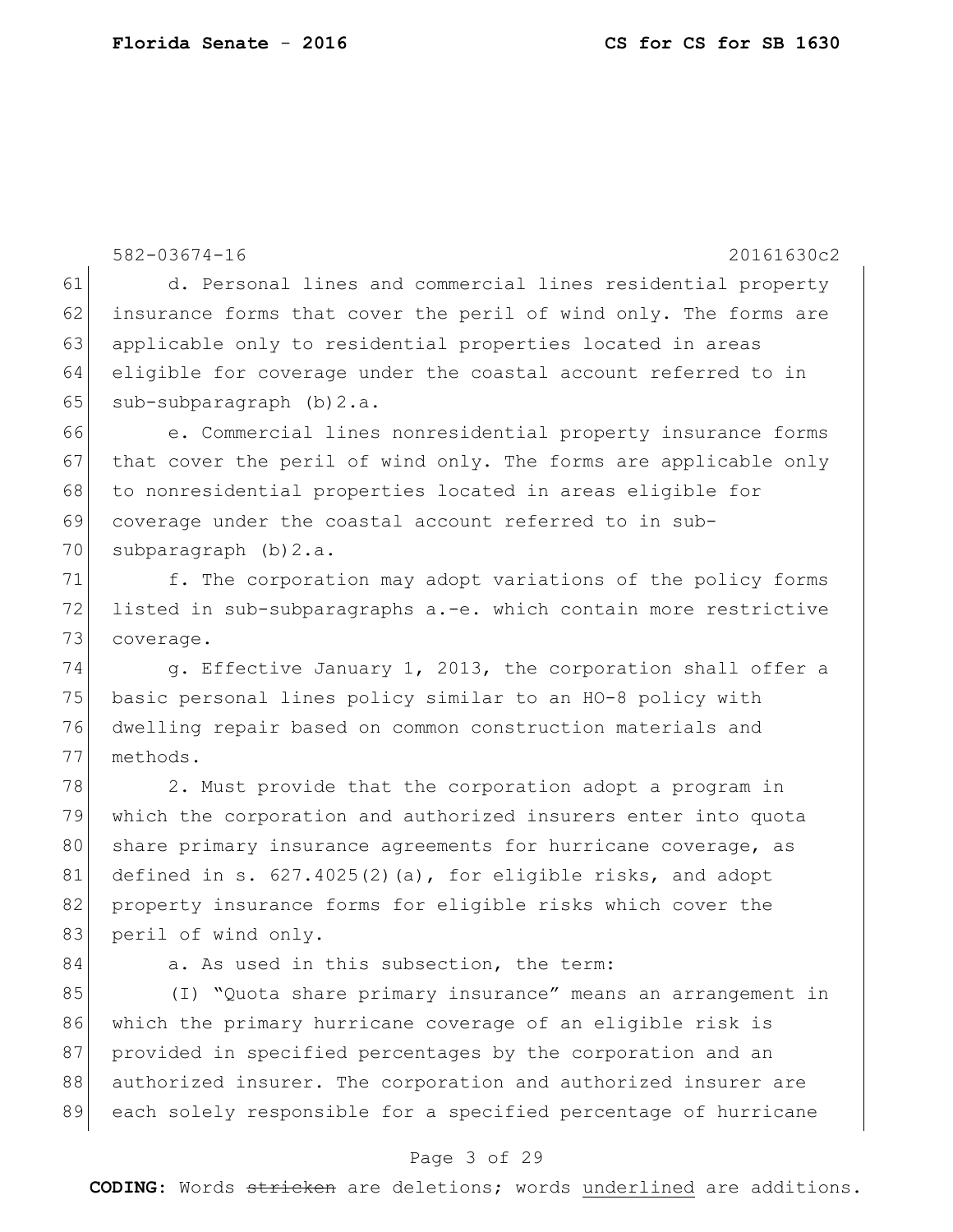d. Personal lines and commercial lines residential property insurance forms that cover the peril of wind only. The forms are applicable only to residential properties located in areas eligible for coverage under the coastal account referred to in sub-subparagraph (b)2.a.

e. Commercial lines nonresidential property insurance forms that cover the peril of wind only. The forms are applicable only to nonresidential properties located in areas eligible for coverage under the coastal account referred to in sub-subparagraph (b)2.a.

f. The corporation may adopt variations of the policy forms listed in sub-subparagraphs a.-e. which contain more restrictive coverage.

g. Effective January 1, 2013, the corporation shall offer a basic personal lines policy similar to an HO-8 policy with dwelling repair based on common construction materials and methods.

2. Must provide that the corporation adopt a program in which the corporation and authorized insurers enter into quota share primary insurance agreements for hurricane coverage, as defined in s. 627.4025(2)(a), for eligible risks, and adopt property insurance forms for eligible risks which cover the peril of wind only.

a. As used in this subsection, the term:

(I) "Quota share primary insurance" means an arrangement in which the primary hurricane coverage of an eligible risk is provided in specified percentages by the corporation and an authorized insurer. The corporation and authorized insurer are each solely responsible for a specified percentage of hurricane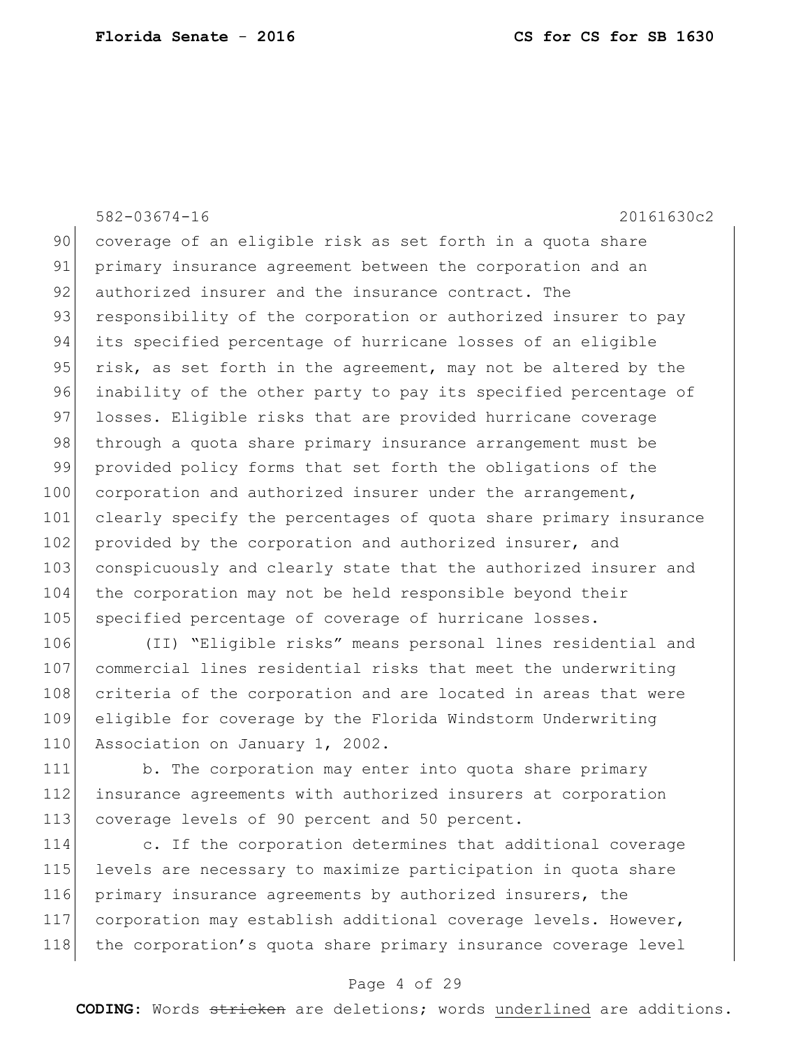coverage of an eligible risk as set forth in a quota share primary insurance agreement between the corporation and an authorized insurer and the insurance contract. The responsibility of the corporation or authorized insurer to pay its specified percentage of hurricane losses of an eligible risk, as set forth in the agreement, may not be altered by the inability of the other party to pay its specified percentage of losses. Eligible risks that are provided hurricane coverage through a quota share primary insurance arrangement must be provided policy forms that set forth the obligations of the corporation and authorized insurer under the arrangement, clearly specify the percentages of quota share primary insurance provided by the corporation and authorized insurer, and conspicuously and clearly state that the authorized insurer and the corporation may not be held responsible beyond their specified percentage of coverage of hurricane losses.

(II) "Eligible risks" means personal lines residential and commercial lines residential risks that meet the underwriting criteria of the corporation and are located in areas that were eligible for coverage by the Florida Windstorm Underwriting Association on January 1, 2002.

b. The corporation may enter into quota share primary insurance agreements with authorized insurers at corporation coverage levels of 90 percent and 50 percent.

c. If the corporation determines that additional coverage levels are necessary to maximize participation in quota share primary insurance agreements by authorized insurers, the corporation may establish additional coverage levels. However, the corporation's quota share primary insurance coverage level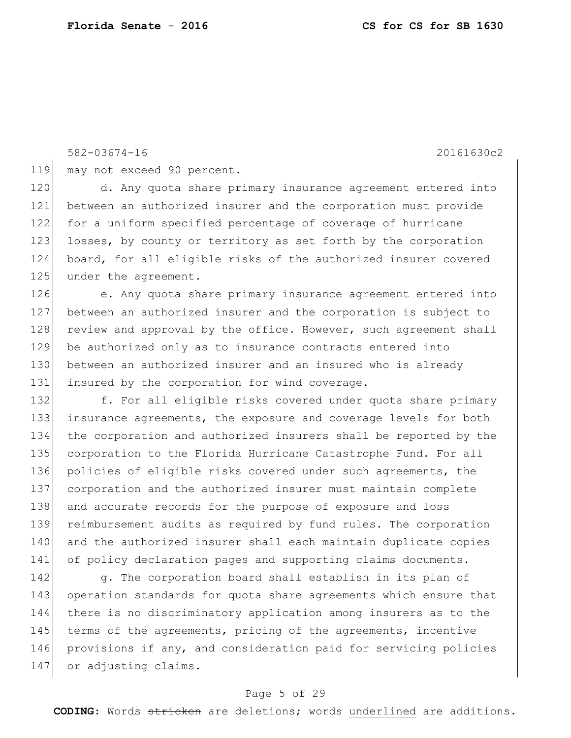582-03674-16 20161630c2

may not exceed 90 percent.

d. Any quota share primary insurance agreement entered into between an authorized insurer and the corporation must provide for a uniform specified percentage of coverage of hurricane losses, by county or territory as set forth by the corporation board, for all eligible risks of the authorized insurer covered under the agreement.

e. Any quota share primary insurance agreement entered into between an authorized insurer and the corporation is subject to review and approval by the office. However, such agreement shall be authorized only as to insurance contracts entered into between an authorized insurer and an insured who is already insured by the corporation for wind coverage.

f. For all eligible risks covered under quota share primary insurance agreements, the exposure and coverage levels for both the corporation and authorized insurers shall be reported by the corporation to the Florida Hurricane Catastrophe Fund. For all policies of eligible risks covered under such agreements, the corporation and the authorized insurer must maintain complete and accurate records for the purpose of exposure and loss reimbursement audits as required by fund rules. The corporation and the authorized insurer shall each maintain duplicate copies of policy declaration pages and supporting claims documents.

g. The corporation board shall establish in its plan of operation standards for quota share agreements which ensure that there is no discriminatory application among insurers as to the terms of the agreements, pricing of the agreements, incentive provisions if any, and consideration paid for servicing policies or adjusting claims.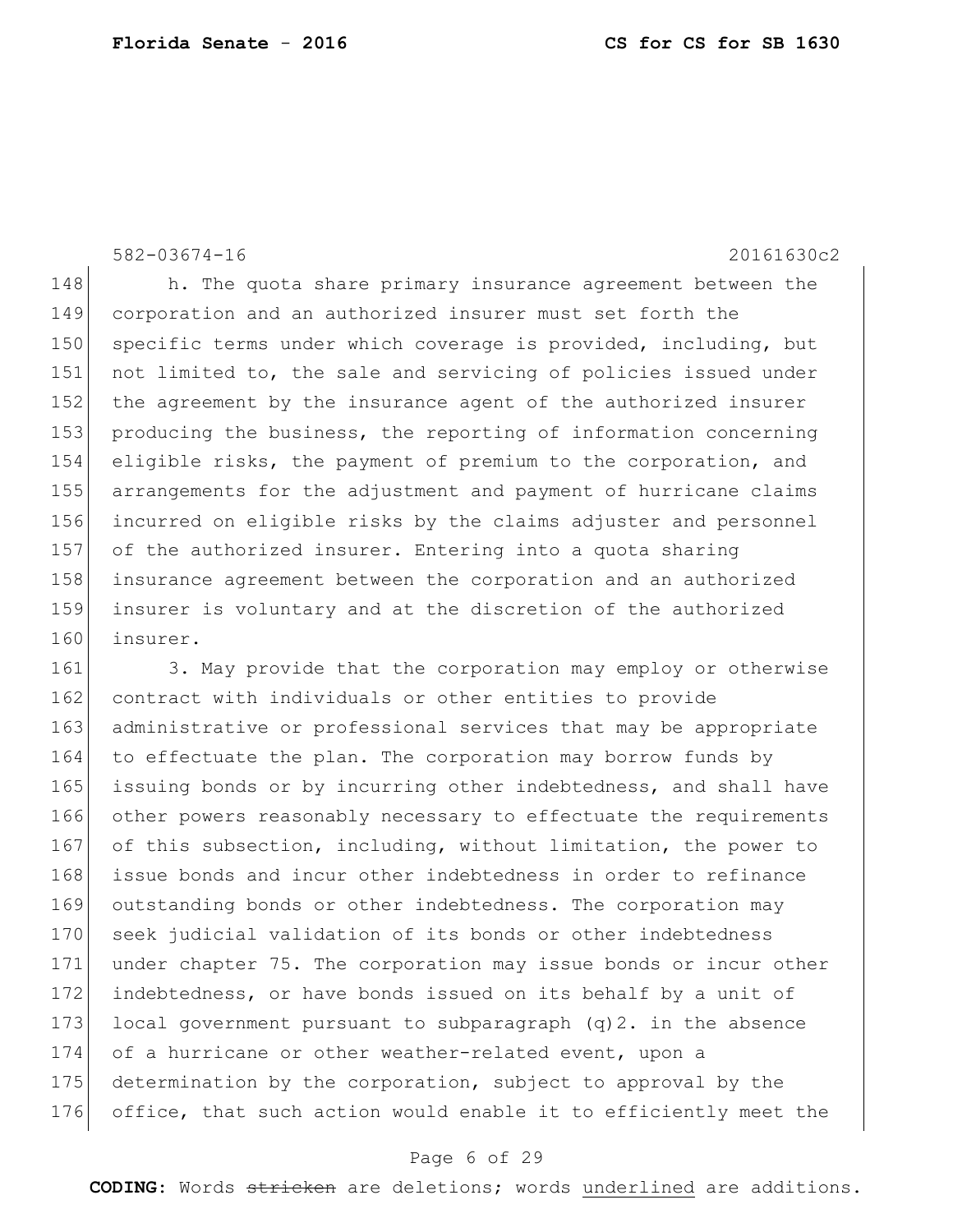h. The quota share primary insurance agreement between the corporation and an authorized insurer must set forth the specific terms under which coverage is provided, including, but not limited to, the sale and servicing of policies issued under the agreement by the insurance agent of the authorized insurer producing the business, the reporting of information concerning eligible risks, the payment of premium to the corporation, and arrangements for the adjustment and payment of hurricane claims incurred on eligible risks by the claims adjuster and personnel of the authorized insurer. Entering into a quota sharing insurance agreement between the corporation and an authorized insurer is voluntary and at the discretion of the authorized insurer.

3. May provide that the corporation may employ or otherwise contract with individuals or other entities to provide administrative or professional services that may be appropriate to effectuate the plan. The corporation may borrow funds by issuing bonds or by incurring other indebtedness, and shall have other powers reasonably necessary to effectuate the requirements of this subsection, including, without limitation, the power to issue bonds and incur other indebtedness in order to refinance outstanding bonds or other indebtedness. The corporation may seek judicial validation of its bonds or other indebtedness under chapter 75. The corporation may issue bonds or incur other indebtedness, or have bonds issued on its behalf by a unit of local government pursuant to subparagraph (q)2. in the absence of a hurricane or other weather-related event, upon a determination by the corporation, subject to approval by the office, that such action would enable it to efficiently meet the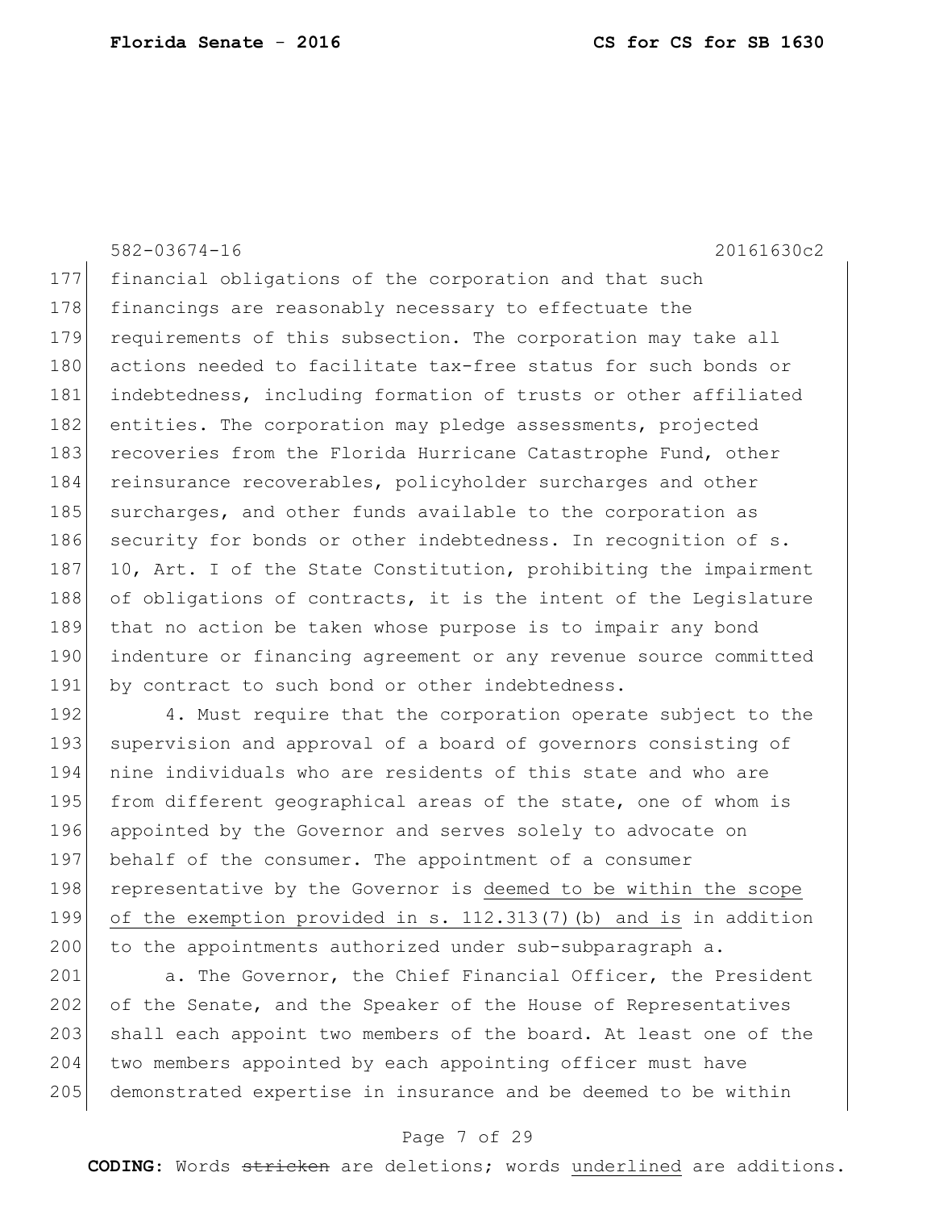financial obligations of the corporation and that such financings are reasonably necessary to effectuate the requirements of this subsection. The corporation may take all actions needed to facilitate tax-free status for such bonds or indebtedness, including formation of trusts or other affiliated entities. The corporation may pledge assessments, projected recoveries from the Florida Hurricane Catastrophe Fund, other reinsurance recoverables, policyholder surcharges and other surcharges, and other funds available to the corporation as security for bonds or other indebtedness. In recognition of s. 10, Art. I of the State Constitution, prohibiting the impairment of obligations of contracts, it is the intent of the Legislature that no action be taken whose purpose is to impair any bond indenture or financing agreement or any revenue source committed by contract to such bond or other indebtedness.

4. Must require that the corporation operate subject to the supervision and approval of a board of governors consisting of nine individuals who are residents of this state and who are from different geographical areas of the state, one of whom is appointed by the Governor and serves solely to advocate on behalf of the consumer. The appointment of a consumer representative by the Governor is <u>deemed to be within the scope of the exemption provided in s. 112.313(7)(b) and is</u> in addition to the appointments authorized under sub-subparagraph a.

a. The Governor, the Chief Financial Officer, the President of the Senate, and the Speaker of the House of Representatives shall each appoint two members of the board. At least one of the two members appointed by each appointing officer must have demonstrated expertise in insurance and be deemed to be within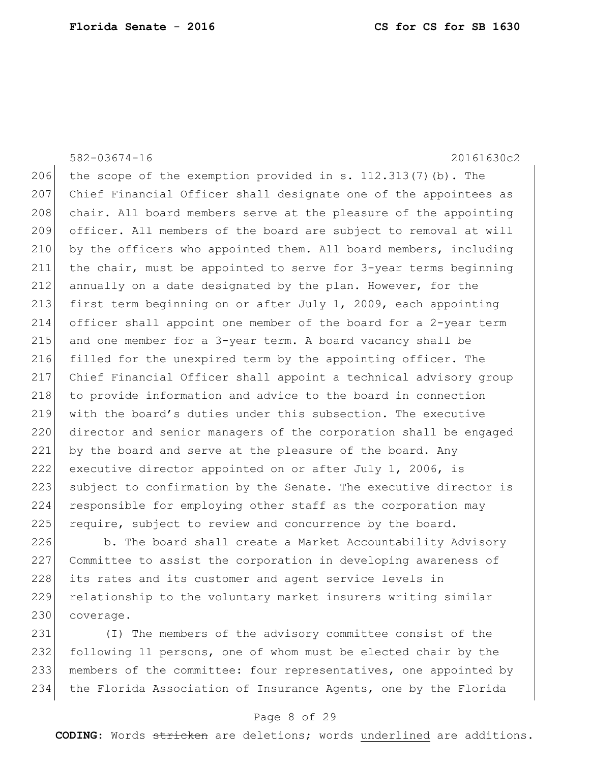the scope of the exemption provided in s. 112.313(7)(b). The Chief Financial Officer shall designate one of the appointees as chair. All board members serve at the pleasure of the appointing officer. All members of the board are subject to removal at will by the officers who appointed them. All board members, including the chair, must be appointed to serve for 3-year terms beginning annually on a date designated by the plan. However, for the first term beginning on or after July 1, 2009, each appointing officer shall appoint one member of the board for a 2-year term and one member for a 3-year term. A board vacancy shall be filled for the unexpired term by the appointing officer. The Chief Financial Officer shall appoint a technical advisory group to provide information and advice to the board in connection with the board's duties under this subsection. The executive director and senior managers of the corporation shall be engaged by the board and serve at the pleasure of the board. Any executive director appointed on or after July 1, 2006, is subject to confirmation by the Senate. The executive director is responsible for employing other staff as the corporation may require, subject to review and concurrence by the board.

b. The board shall create a Market Accountability Advisory Committee to assist the corporation in developing awareness of its rates and its customer and agent service levels in relationship to the voluntary market insurers writing similar coverage.

(I) The members of the advisory committee consist of the following 11 persons, one of whom must be elected chair by the members of the committee: four representatives, one appointed by the Florida Association of Insurance Agents, one by the Florida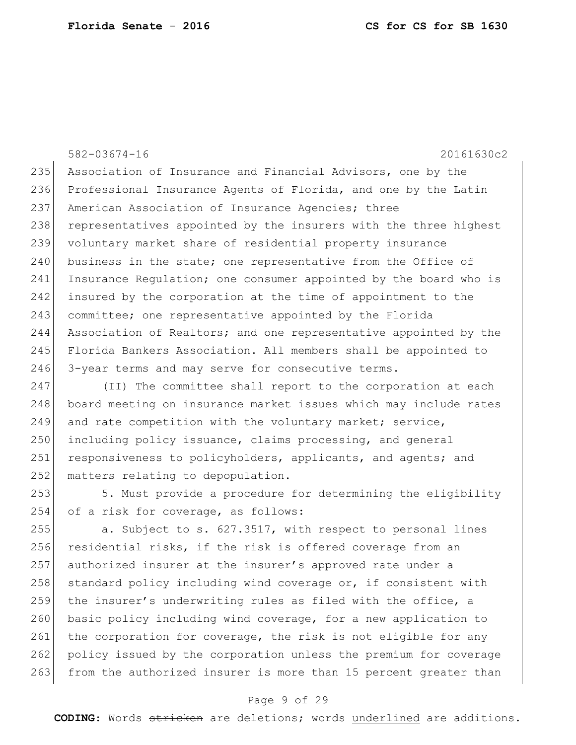582-03674-16 20161630c2

Association of Insurance and Financial Advisors, one by the Professional Insurance Agents of Florida, and one by the Latin American Association of Insurance Agencies; three representatives appointed by the insurers with the three highest voluntary market share of residential property insurance business in the state; one representative from the Office of Insurance Regulation; one consumer appointed by the board who is insured by the corporation at the time of appointment to the committee; one representative appointed by the Florida Association of Realtors; and one representative appointed by the Florida Bankers Association. All members shall be appointed to 3-year terms and may serve for consecutive terms.

(II) The committee shall report to the corporation at each board meeting on insurance market issues which may include rates and rate competition with the voluntary market; service, including policy issuance, claims processing, and general responsiveness to policyholders, applicants, and agents; and matters relating to depopulation.

5. Must provide a procedure for determining the eligibility of a risk for coverage, as follows:

a. Subject to s. 627.3517, with respect to personal lines residential risks, if the risk is offered coverage from an authorized insurer at the insurer's approved rate under a standard policy including wind coverage or, if consistent with the insurer's underwriting rules as filed with the office, a basic policy including wind coverage, for a new application to the corporation for coverage, the risk is not eligible for any policy issued by the corporation unless the premium for coverage from the authorized insurer is more than 15 percent greater than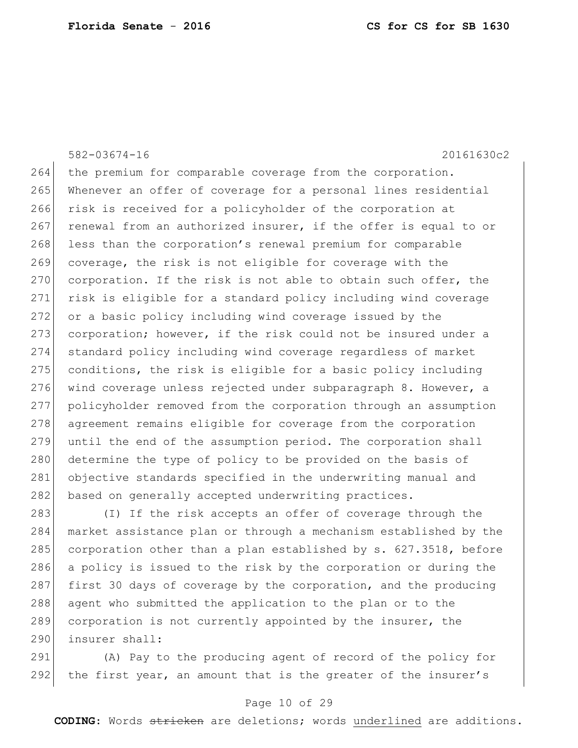582-03674-16 20161630c2

264 the premium for comparable coverage from the corporation.
265 Whenever an offer of coverage for a personal lines residential
266 risk is received for a policyholder of the corporation at
267 renewal from an authorized insurer, if the offer is equal to or
268 less than the corporation's renewal premium for comparable
269 coverage, the risk is not eligible for coverage with the
270 corporation. If the risk is not able to obtain such offer, the
271 risk is eligible for a standard policy including wind coverage
272 or a basic policy including wind coverage issued by the
273 corporation; however, if the risk could not be insured under a
274 standard policy including wind coverage regardless of market
275 conditions, the risk is eligible for a basic policy including
276 wind coverage unless rejected under subparagraph 8. However, a
277 policyholder removed from the corporation through an assumption
278 agreement remains eligible for coverage from the corporation
279 until the end of the assumption period. The corporation shall
280 determine the type of policy to be provided on the basis of
281 objective standards specified in the underwriting manual and
282 based on generally accepted underwriting practices.

283 (I) If the risk accepts an offer of coverage through the
284 market assistance plan or through a mechanism established by the
285 corporation other than a plan established by s. 627.3518, before
286 a policy is issued to the risk by the corporation or during the
287 first 30 days of coverage by the corporation, and the producing
288 agent who submitted the application to the plan or to the
289 corporation is not currently appointed by the insurer, the
290 insurer shall:

291 (A) Pay to the producing agent of record of the policy for
292 the first year, an amount that is the greater of the insurer's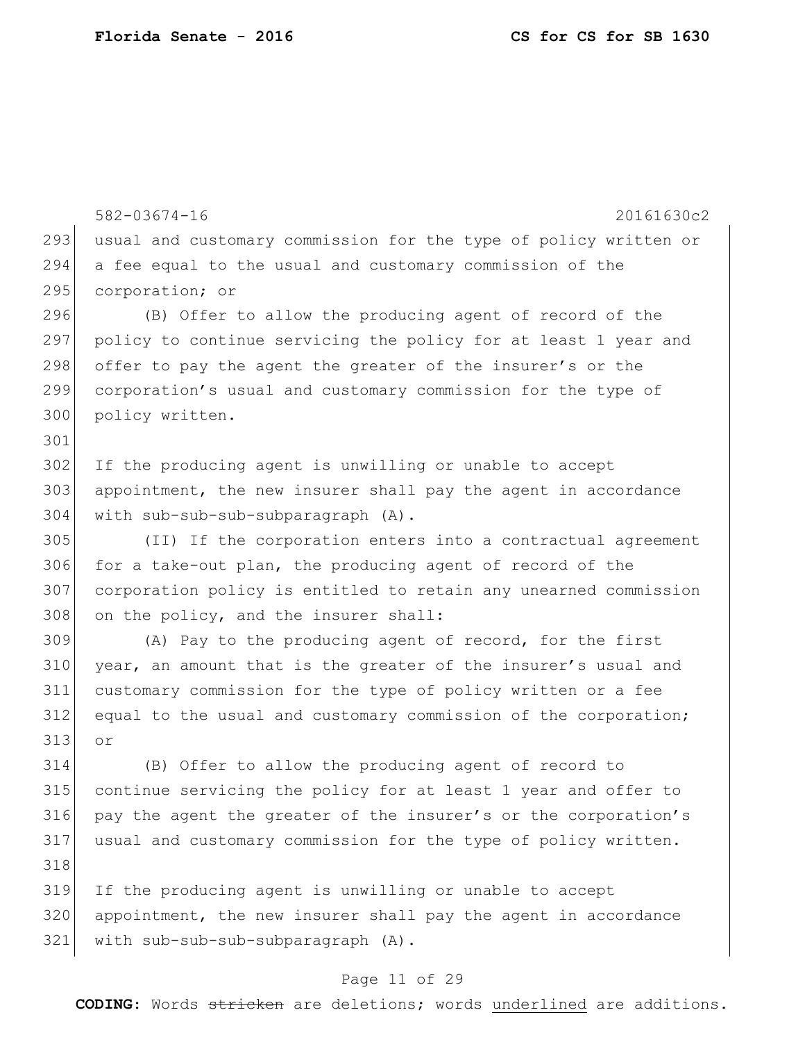usual and customary commission for the type of policy written or a fee equal to the usual and customary commission of the corporation; or

(B) Offer to allow the producing agent of record of the policy to continue servicing the policy for at least 1 year and offer to pay the agent the greater of the insurer's or the corporation's usual and customary commission for the type of policy written.

If the producing agent is unwilling or unable to accept appointment, the new insurer shall pay the agent in accordance with sub-sub-sub-subparagraph (A).

(II) If the corporation enters into a contractual agreement for a take-out plan, the producing agent of record of the corporation policy is entitled to retain any unearned commission on the policy, and the insurer shall:

(A) Pay to the producing agent of record, for the first year, an amount that is the greater of the insurer's usual and customary commission for the type of policy written or a fee equal to the usual and customary commission of the corporation; or

(B) Offer to allow the producing agent of record to continue servicing the policy for at least 1 year and offer to pay the agent the greater of the insurer's or the corporation's usual and customary commission for the type of policy written.

If the producing agent is unwilling or unable to accept appointment, the new insurer shall pay the agent in accordance with sub-sub-sub-subparagraph (A).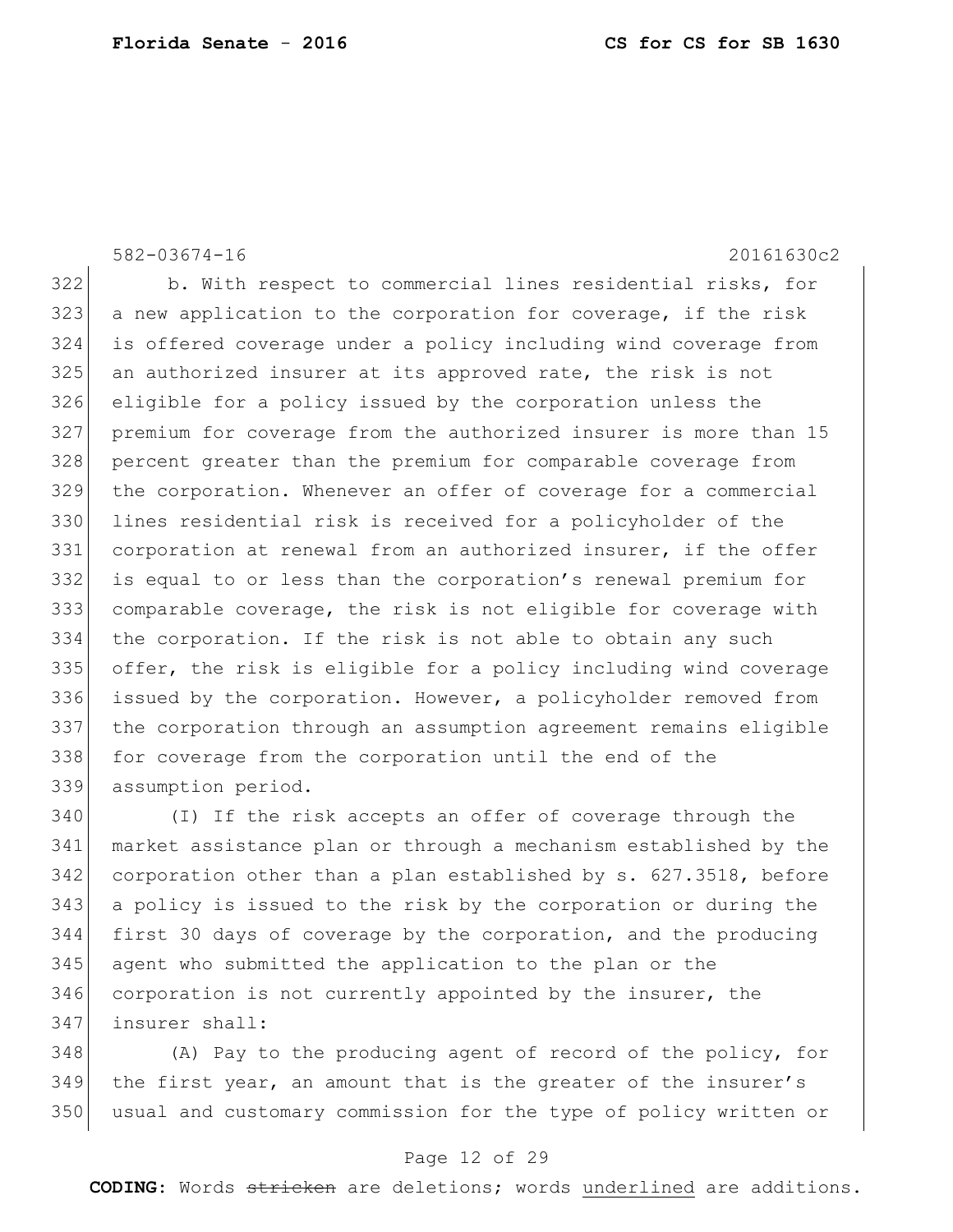b. With respect to commercial lines residential risks, for a new application to the corporation for coverage, if the risk is offered coverage under a policy including wind coverage from an authorized insurer at its approved rate, the risk is not eligible for a policy issued by the corporation unless the premium for coverage from the authorized insurer is more than 15 percent greater than the premium for comparable coverage from the corporation. Whenever an offer of coverage for a commercial lines residential risk is received for a policyholder of the corporation at renewal from an authorized insurer, if the offer is equal to or less than the corporation's renewal premium for comparable coverage, the risk is not eligible for coverage with the corporation. If the risk is not able to obtain any such offer, the risk is eligible for a policy including wind coverage issued by the corporation. However, a policyholder removed from the corporation through an assumption agreement remains eligible for coverage from the corporation until the end of the assumption period.

(I) If the risk accepts an offer of coverage through the market assistance plan or through a mechanism established by the corporation other than a plan established by s. 627.3518, before a policy is issued to the risk by the corporation or during the first 30 days of coverage by the corporation, and the producing agent who submitted the application to the plan or the corporation is not currently appointed by the insurer, the insurer shall:

(A) Pay to the producing agent of record of the policy, for the first year, an amount that is the greater of the insurer's usual and customary commission for the type of policy written or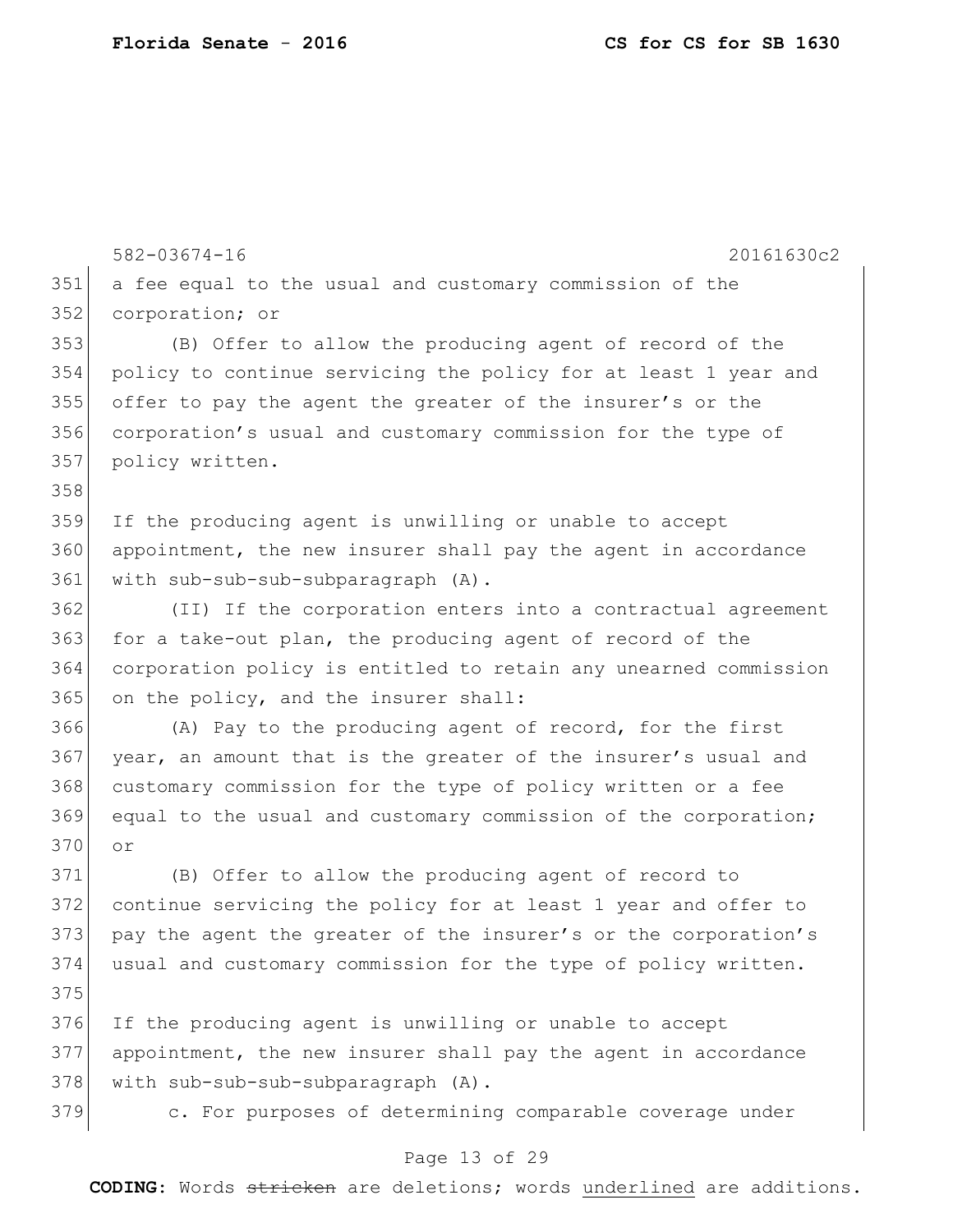a fee equal to the usual and customary commission of the corporation; or

(B) Offer to allow the producing agent of record of the policy to continue servicing the policy for at least 1 year and offer to pay the agent the greater of the insurer's or the corporation's usual and customary commission for the type of policy written.

If the producing agent is unwilling or unable to accept appointment, the new insurer shall pay the agent in accordance with sub-sub-sub-subparagraph (A).

(II) If the corporation enters into a contractual agreement for a take-out plan, the producing agent of record of the corporation policy is entitled to retain any unearned commission on the policy, and the insurer shall:

(A) Pay to the producing agent of record, for the first year, an amount that is the greater of the insurer's usual and customary commission for the type of policy written or a fee equal to the usual and customary commission of the corporation; or

(B) Offer to allow the producing agent of record to continue servicing the policy for at least 1 year and offer to pay the agent the greater of the insurer's or the corporation's usual and customary commission for the type of policy written.

If the producing agent is unwilling or unable to accept appointment, the new insurer shall pay the agent in accordance with sub-sub-sub-subparagraph (A).

c. For purposes of determining comparable coverage under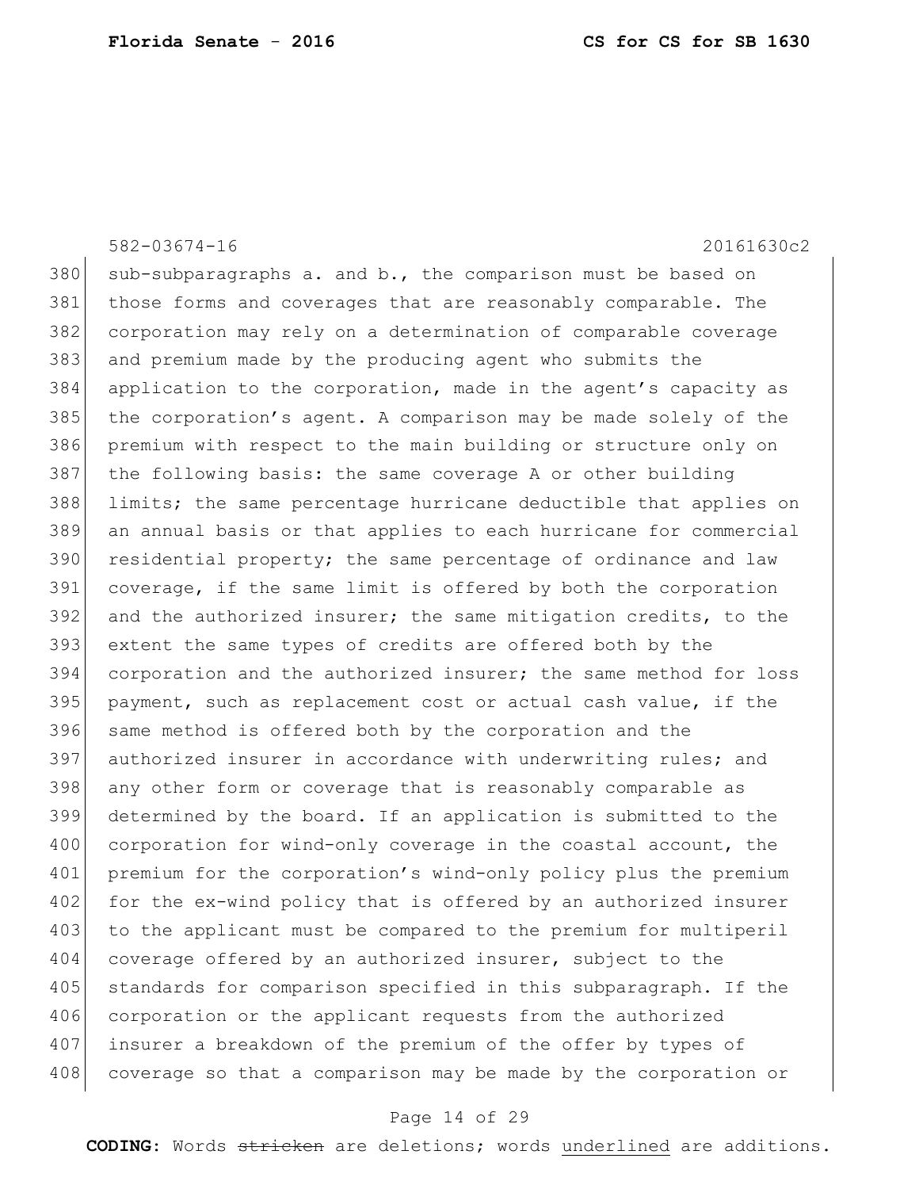sub-subparagraphs a. and b., the comparison must be based on those forms and coverages that are reasonably comparable. The corporation may rely on a determination of comparable coverage and premium made by the producing agent who submits the application to the corporation, made in the agent's capacity as the corporation's agent. A comparison may be made solely of the premium with respect to the main building or structure only on the following basis: the same coverage A or other building limits; the same percentage hurricane deductible that applies on an annual basis or that applies to each hurricane for commercial residential property; the same percentage of ordinance and law coverage, if the same limit is offered by both the corporation and the authorized insurer; the same mitigation credits, to the extent the same types of credits are offered both by the corporation and the authorized insurer; the same method for loss payment, such as replacement cost or actual cash value, if the same method is offered both by the corporation and the authorized insurer in accordance with underwriting rules; and any other form or coverage that is reasonably comparable as determined by the board. If an application is submitted to the corporation for wind-only coverage in the coastal account, the premium for the corporation's wind-only policy plus the premium for the ex-wind policy that is offered by an authorized insurer to the applicant must be compared to the premium for multiperil coverage offered by an authorized insurer, subject to the standards for comparison specified in this subparagraph. If the corporation or the applicant requests from the authorized insurer a breakdown of the premium of the offer by types of coverage so that a comparison may be made by the corporation or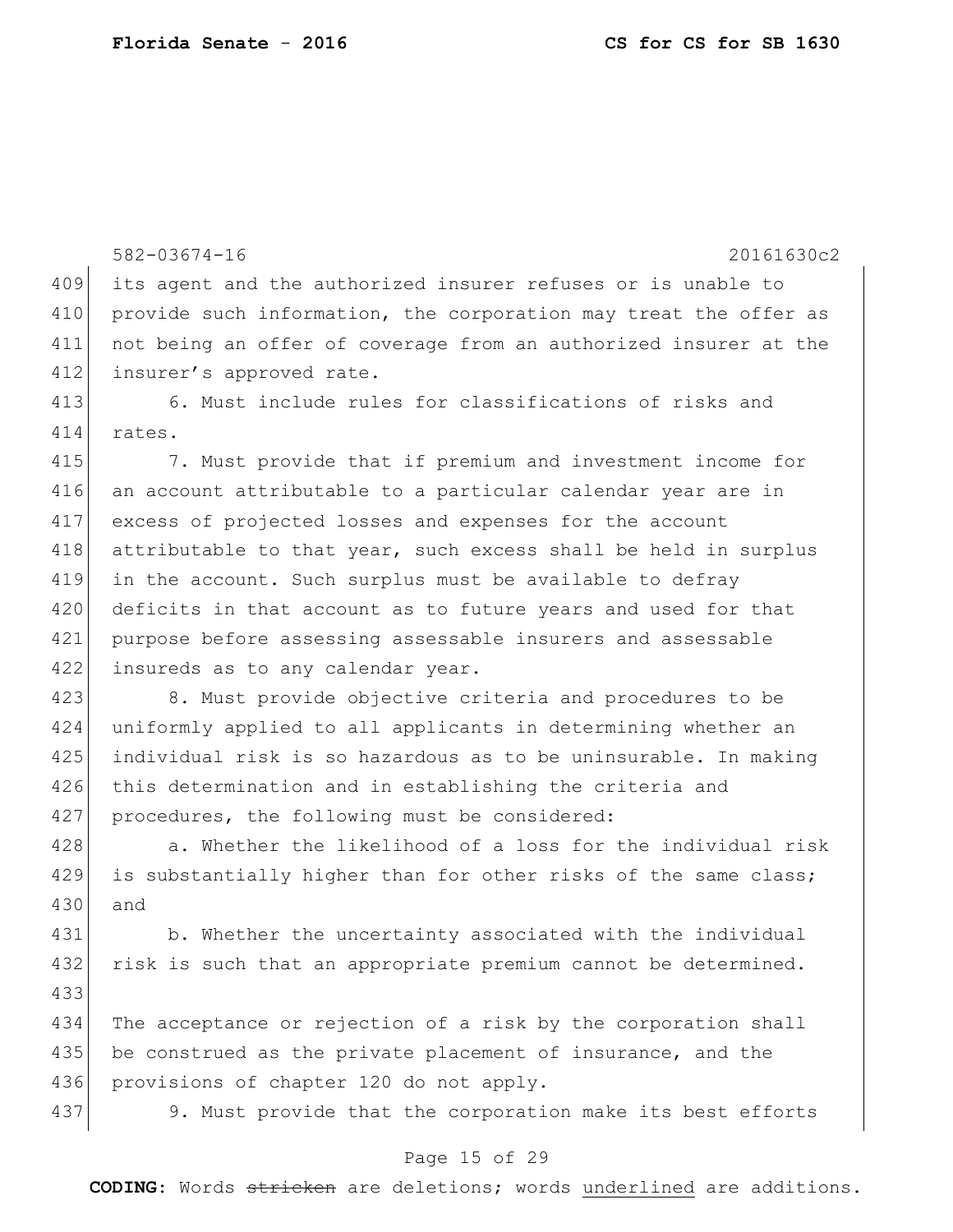582-03674-16 20161630c2

409 its agent and the authorized insurer refuses or is unable to
410 provide such information, the corporation may treat the offer as
411 not being an offer of coverage from an authorized insurer at the
412 insurer's approved rate.

413 6. Must include rules for classifications of risks and
414 rates.

415 7. Must provide that if premium and investment income for
416 an account attributable to a particular calendar year are in
417 excess of projected losses and expenses for the account
418 attributable to that year, such excess shall be held in surplus
419 in the account. Such surplus must be available to defray
420 deficits in that account as to future years and used for that
421 purpose before assessing assessable insurers and assessable
422 insureds as to any calendar year.

423 8. Must provide objective criteria and procedures to be
424 uniformly applied to all applicants in determining whether an
425 individual risk is so hazardous as to be uninsurable. In making
426 this determination and in establishing the criteria and
427 procedures, the following must be considered:

428 a. Whether the likelihood of a loss for the individual risk
429 is substantially higher than for other risks of the same class;
430 and

431 b. Whether the uncertainty associated with the individual
432 risk is such that an appropriate premium cannot be determined.

433

434 The acceptance or rejection of a risk by the corporation shall
435 be construed as the private placement of insurance, and the
436 provisions of chapter 120 do not apply.

437 9. Must provide that the corporation make its best efforts

**CODING:** Words ~~stricken~~ are deletions; words <u>underlined</u> are additions.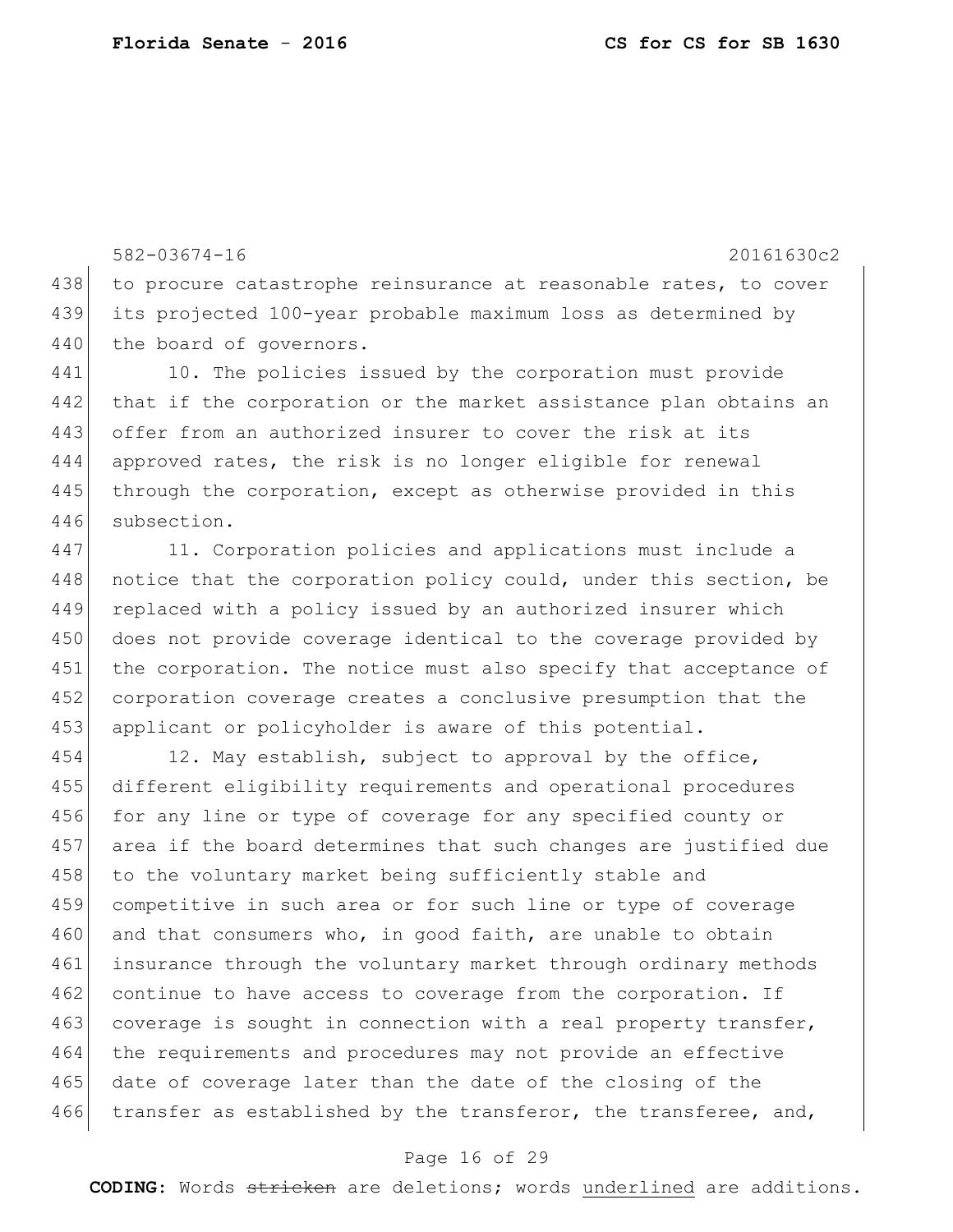to procure catastrophe reinsurance at reasonable rates, to cover its projected 100-year probable maximum loss as determined by the board of governors.

10. The policies issued by the corporation must provide that if the corporation or the market assistance plan obtains an offer from an authorized insurer to cover the risk at its approved rates, the risk is no longer eligible for renewal through the corporation, except as otherwise provided in this subsection.

11. Corporation policies and applications must include a notice that the corporation policy could, under this section, be replaced with a policy issued by an authorized insurer which does not provide coverage identical to the coverage provided by the corporation. The notice must also specify that acceptance of corporation coverage creates a conclusive presumption that the applicant or policyholder is aware of this potential.

12. May establish, subject to approval by the office, different eligibility requirements and operational procedures for any line or type of coverage for any specified county or area if the board determines that such changes are justified due to the voluntary market being sufficiently stable and competitive in such area or for such line or type of coverage and that consumers who, in good faith, are unable to obtain insurance through the voluntary market through ordinary methods continue to have access to coverage from the corporation. If coverage is sought in connection with a real property transfer, the requirements and procedures may not provide an effective date of coverage later than the date of the closing of the transfer as established by the transferor, the transferee, and,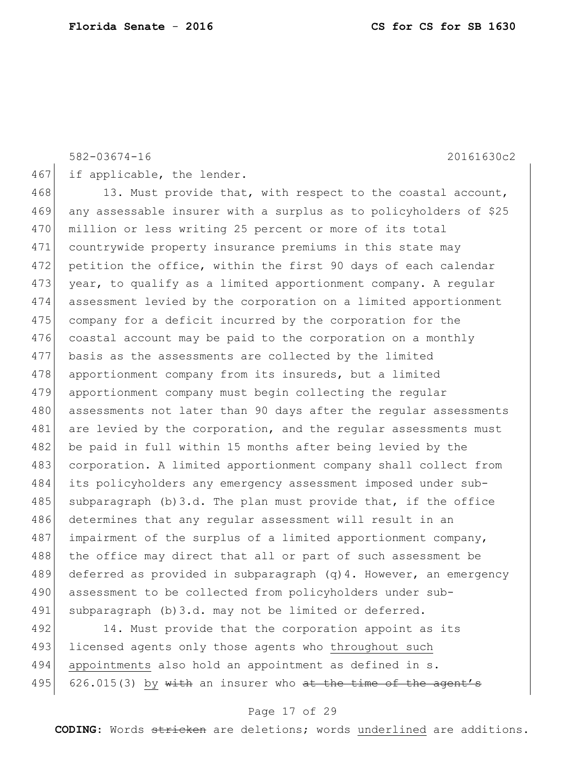582-03674-16 20161630c2

if applicable, the lender.

13. Must provide that, with respect to the coastal account, any assessable insurer with a surplus as to policyholders of $25 million or less writing 25 percent or more of its total countrywide property insurance premiums in this state may petition the office, within the first 90 days of each calendar year, to qualify as a limited apportionment company. A regular assessment levied by the corporation on a limited apportionment company for a deficit incurred by the corporation for the coastal account may be paid to the corporation on a monthly basis as the assessments are collected by the limited apportionment company from its insureds, but a limited apportionment company must begin collecting the regular assessments not later than 90 days after the regular assessments are levied by the corporation, and the regular assessments must be paid in full within 15 months after being levied by the corporation. A limited apportionment company shall collect from its policyholders any emergency assessment imposed under sub-subparagraph (b)3.d. The plan must provide that, if the office determines that any regular assessment will result in an impairment of the surplus of a limited apportionment company, the office may direct that all or part of such assessment be deferred as provided in subparagraph (q)4. However, an emergency assessment to be collected from policyholders under sub-subparagraph (b)3.d. may not be limited or deferred.

14. Must provide that the corporation appoint as its licensed agents only those agents who <u>throughout such appointments</u> also hold an appointment as defined in s. 626.015(3) <u>by</u> ~~with~~ an insurer who ~~at the time of the agent's~~

**CODING:** Words ~~stricken~~ are deletions; words <u>underlined</u> are additions.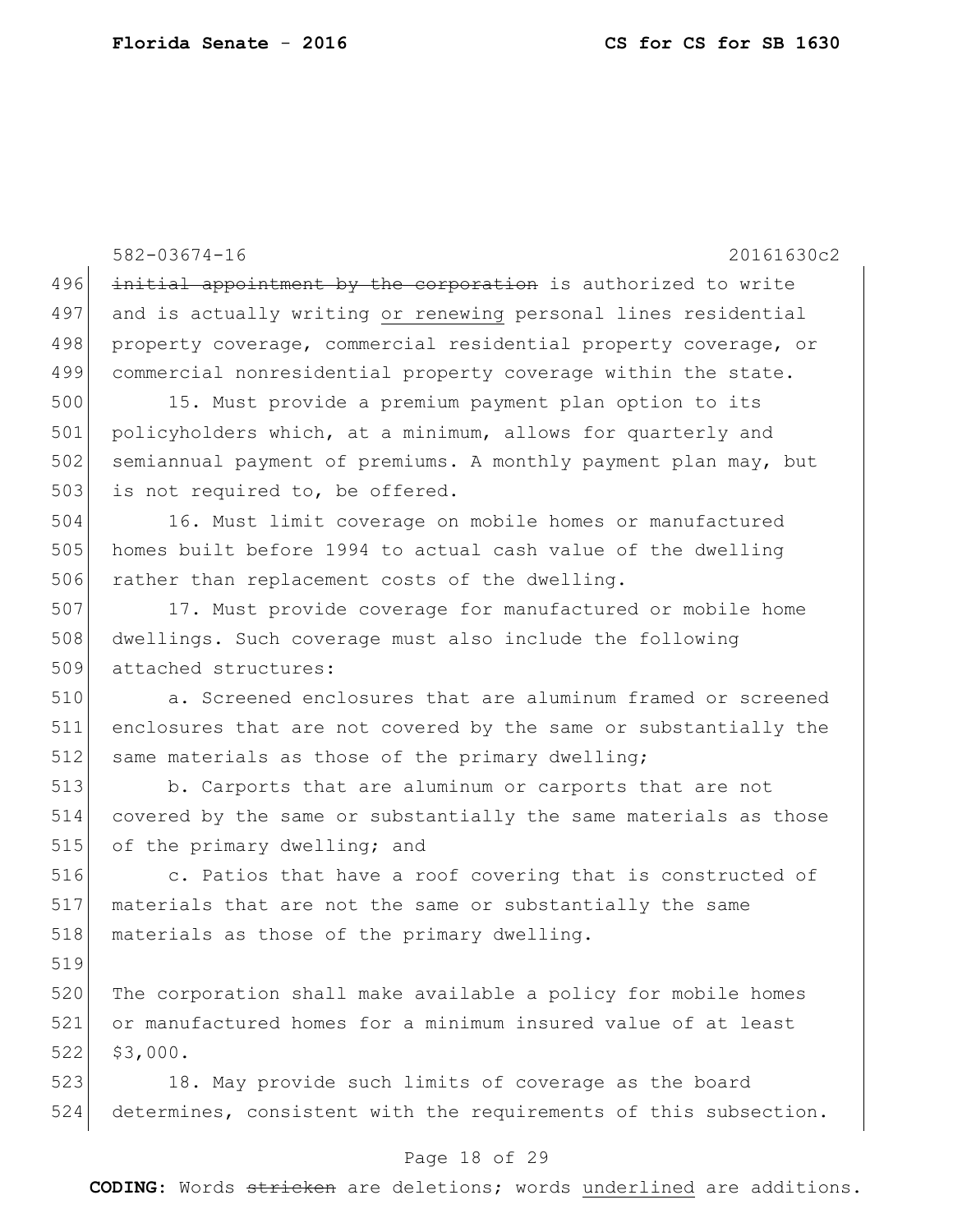~~initial appointment by the corporation~~ is authorized to write and is actually writing <u>or renewing</u> personal lines residential property coverage, commercial residential property coverage, or commercial nonresidential property coverage within the state.

15. Must provide a premium payment plan option to its policyholders which, at a minimum, allows for quarterly and semiannual payment of premiums. A monthly payment plan may, but is not required to, be offered.

16. Must limit coverage on mobile homes or manufactured homes built before 1994 to actual cash value of the dwelling rather than replacement costs of the dwelling.

17. Must provide coverage for manufactured or mobile home dwellings. Such coverage must also include the following attached structures:

a. Screened enclosures that are aluminum framed or screened enclosures that are not covered by the same or substantially the same materials as those of the primary dwelling;

b. Carports that are aluminum or carports that are not covered by the same or substantially the same materials as those of the primary dwelling; and

c. Patios that have a roof covering that is constructed of materials that are not the same or substantially the same materials as those of the primary dwelling.

The corporation shall make available a policy for mobile homes or manufactured homes for a minimum insured value of at least $3,000.

18. May provide such limits of coverage as the board determines, consistent with the requirements of this subsection.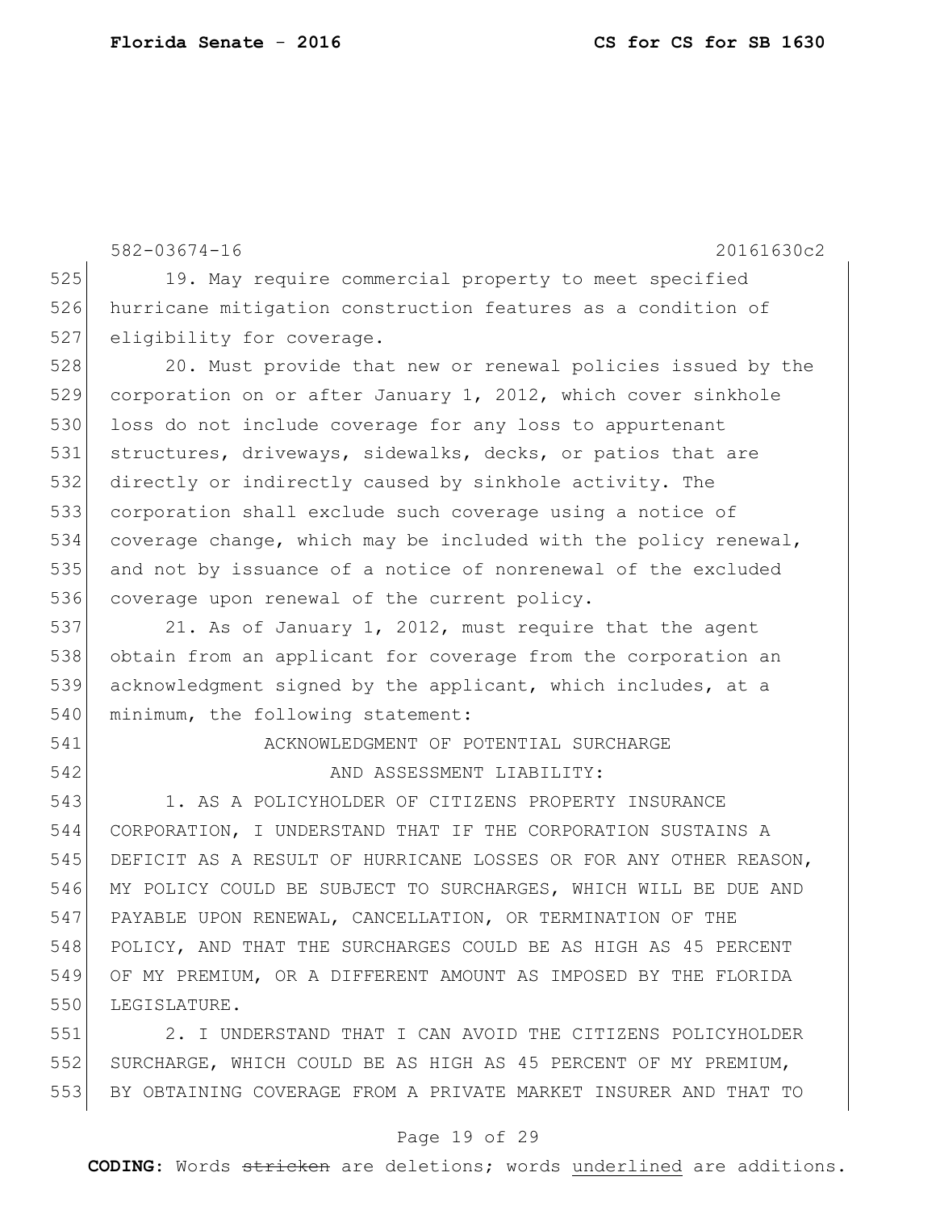582-03674-16 20161630c2

19. May require commercial property to meet specified hurricane mitigation construction features as a condition of eligibility for coverage.

20. Must provide that new or renewal policies issued by the corporation on or after January 1, 2012, which cover sinkhole loss do not include coverage for any loss to appurtenant structures, driveways, sidewalks, decks, or patios that are directly or indirectly caused by sinkhole activity. The corporation shall exclude such coverage using a notice of coverage change, which may be included with the policy renewal, and not by issuance of a notice of nonrenewal of the excluded coverage upon renewal of the current policy.

21. As of January 1, 2012, must require that the agent obtain from an applicant for coverage from the corporation an acknowledgment signed by the applicant, which includes, at a minimum, the following statement:

ACKNOWLEDGMENT OF POTENTIAL SURCHARGE
AND ASSESSMENT LIABILITY:

1. AS A POLICYHOLDER OF CITIZENS PROPERTY INSURANCE CORPORATION, I UNDERSTAND THAT IF THE CORPORATION SUSTAINS A DEFICIT AS A RESULT OF HURRICANE LOSSES OR FOR ANY OTHER REASON, MY POLICY COULD BE SUBJECT TO SURCHARGES, WHICH WILL BE DUE AND PAYABLE UPON RENEWAL, CANCELLATION, OR TERMINATION OF THE POLICY, AND THAT THE SURCHARGES COULD BE AS HIGH AS 45 PERCENT OF MY PREMIUM, OR A DIFFERENT AMOUNT AS IMPOSED BY THE FLORIDA LEGISLATURE.

2. I UNDERSTAND THAT I CAN AVOID THE CITIZENS POLICYHOLDER SURCHARGE, WHICH COULD BE AS HIGH AS 45 PERCENT OF MY PREMIUM, BY OBTAINING COVERAGE FROM A PRIVATE MARKET INSURER AND THAT TO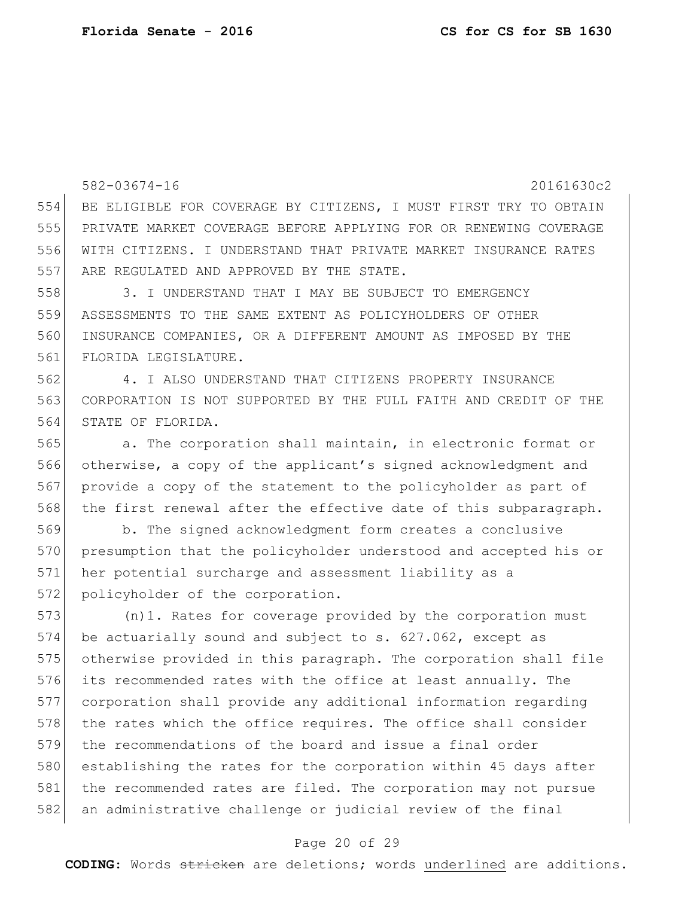BE ELIGIBLE FOR COVERAGE BY CITIZENS, I MUST FIRST TRY TO OBTAIN PRIVATE MARKET COVERAGE BEFORE APPLYING FOR OR RENEWING COVERAGE WITH CITIZENS. I UNDERSTAND THAT PRIVATE MARKET INSURANCE RATES ARE REGULATED AND APPROVED BY THE STATE.

3. I UNDERSTAND THAT I MAY BE SUBJECT TO EMERGENCY ASSESSMENTS TO THE SAME EXTENT AS POLICYHOLDERS OF OTHER INSURANCE COMPANIES, OR A DIFFERENT AMOUNT AS IMPOSED BY THE FLORIDA LEGISLATURE.

4. I ALSO UNDERSTAND THAT CITIZENS PROPERTY INSURANCE CORPORATION IS NOT SUPPORTED BY THE FULL FAITH AND CREDIT OF THE STATE OF FLORIDA.

a. The corporation shall maintain, in electronic format or otherwise, a copy of the applicant's signed acknowledgment and provide a copy of the statement to the policyholder as part of the first renewal after the effective date of this subparagraph.

b. The signed acknowledgment form creates a conclusive presumption that the policyholder understood and accepted his or her potential surcharge and assessment liability as a policyholder of the corporation.

(n)1. Rates for coverage provided by the corporation must be actuarially sound and subject to s. 627.062, except as otherwise provided in this paragraph. The corporation shall file its recommended rates with the office at least annually. The corporation shall provide any additional information regarding the rates which the office requires. The office shall consider the recommendations of the board and issue a final order establishing the rates for the corporation within 45 days after the recommended rates are filed. The corporation may not pursue an administrative challenge or judicial review of the final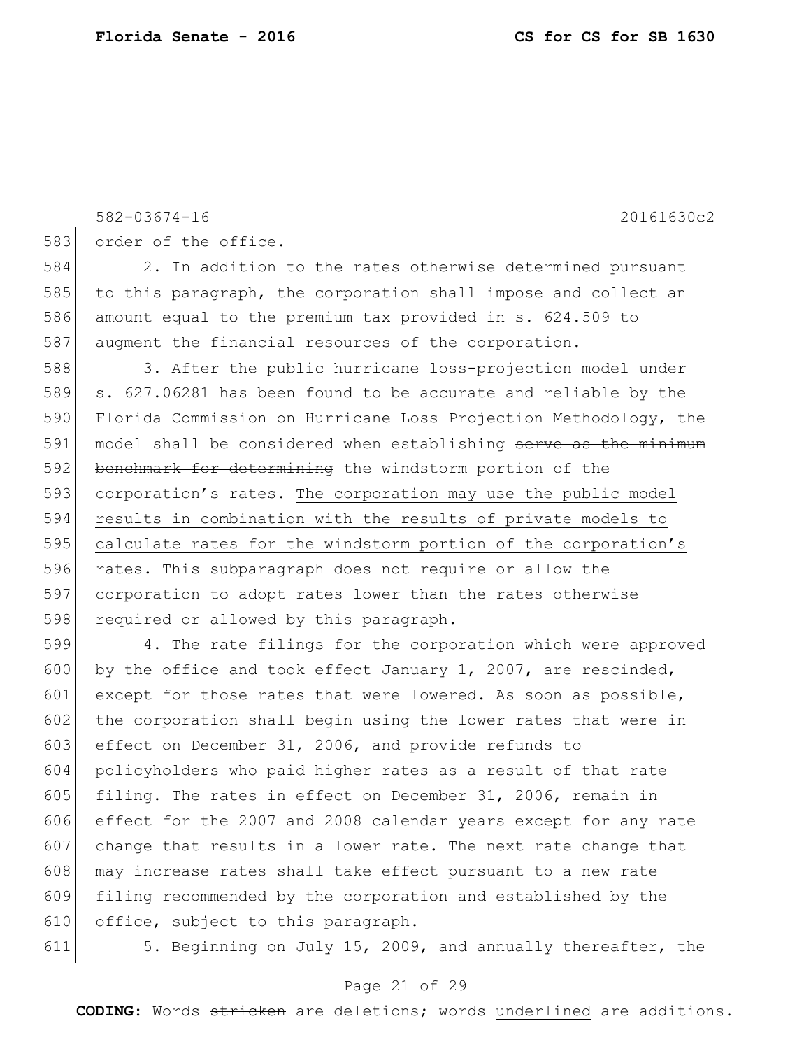order of the office.

2. In addition to the rates otherwise determined pursuant to this paragraph, the corporation shall impose and collect an amount equal to the premium tax provided in s. 624.509 to augment the financial resources of the corporation.

3. After the public hurricane loss-projection model under s. 627.06281 has been found to be accurate and reliable by the Florida Commission on Hurricane Loss Projection Methodology, the model shall <u>be considered when establishing</u> ~~serve as the minimum benchmark for determining~~ the windstorm portion of the corporation's rates. <u>The corporation may use the public model results in combination with the results of private models to calculate rates for the windstorm portion of the corporation's rates.</u> This subparagraph does not require or allow the corporation to adopt rates lower than the rates otherwise required or allowed by this paragraph.

4. The rate filings for the corporation which were approved by the office and took effect January 1, 2007, are rescinded, except for those rates that were lowered. As soon as possible, the corporation shall begin using the lower rates that were in effect on December 31, 2006, and provide refunds to policyholders who paid higher rates as a result of that rate filing. The rates in effect on December 31, 2006, remain in effect for the 2007 and 2008 calendar years except for any rate change that results in a lower rate. The next rate change that may increase rates shall take effect pursuant to a new rate filing recommended by the corporation and established by the office, subject to this paragraph.

5. Beginning on July 15, 2009, and annually thereafter, the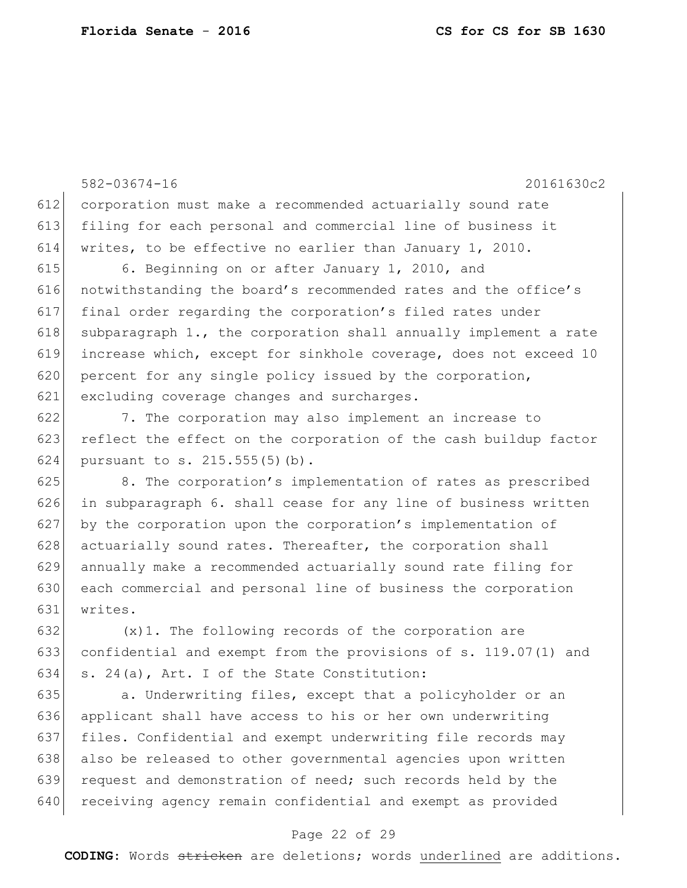582-03674-16 20161630c2

612 corporation must make a recommended actuarially sound rate
613 filing for each personal and commercial line of business it
614 writes, to be effective no earlier than January 1, 2010.

615 6. Beginning on or after January 1, 2010, and
616 notwithstanding the board's recommended rates and the office's
617 final order regarding the corporation's filed rates under
618 subparagraph 1., the corporation shall annually implement a rate
619 increase which, except for sinkhole coverage, does not exceed 10
620 percent for any single policy issued by the corporation,
621 excluding coverage changes and surcharges.

622 7. The corporation may also implement an increase to
623 reflect the effect on the corporation of the cash buildup factor
624 pursuant to s. 215.555(5)(b).

625 8. The corporation's implementation of rates as prescribed
626 in subparagraph 6. shall cease for any line of business written
627 by the corporation upon the corporation's implementation of
628 actuarially sound rates. Thereafter, the corporation shall
629 annually make a recommended actuarially sound rate filing for
630 each commercial and personal line of business the corporation
631 writes.

632 (x)1. The following records of the corporation are
633 confidential and exempt from the provisions of s. 119.07(1) and
634 s. 24(a), Art. I of the State Constitution:

635 a. Underwriting files, except that a policyholder or an
636 applicant shall have access to his or her own underwriting
637 files. Confidential and exempt underwriting file records may
638 also be released to other governmental agencies upon written
639 request and demonstration of need; such records held by the
640 receiving agency remain confidential and exempt as provided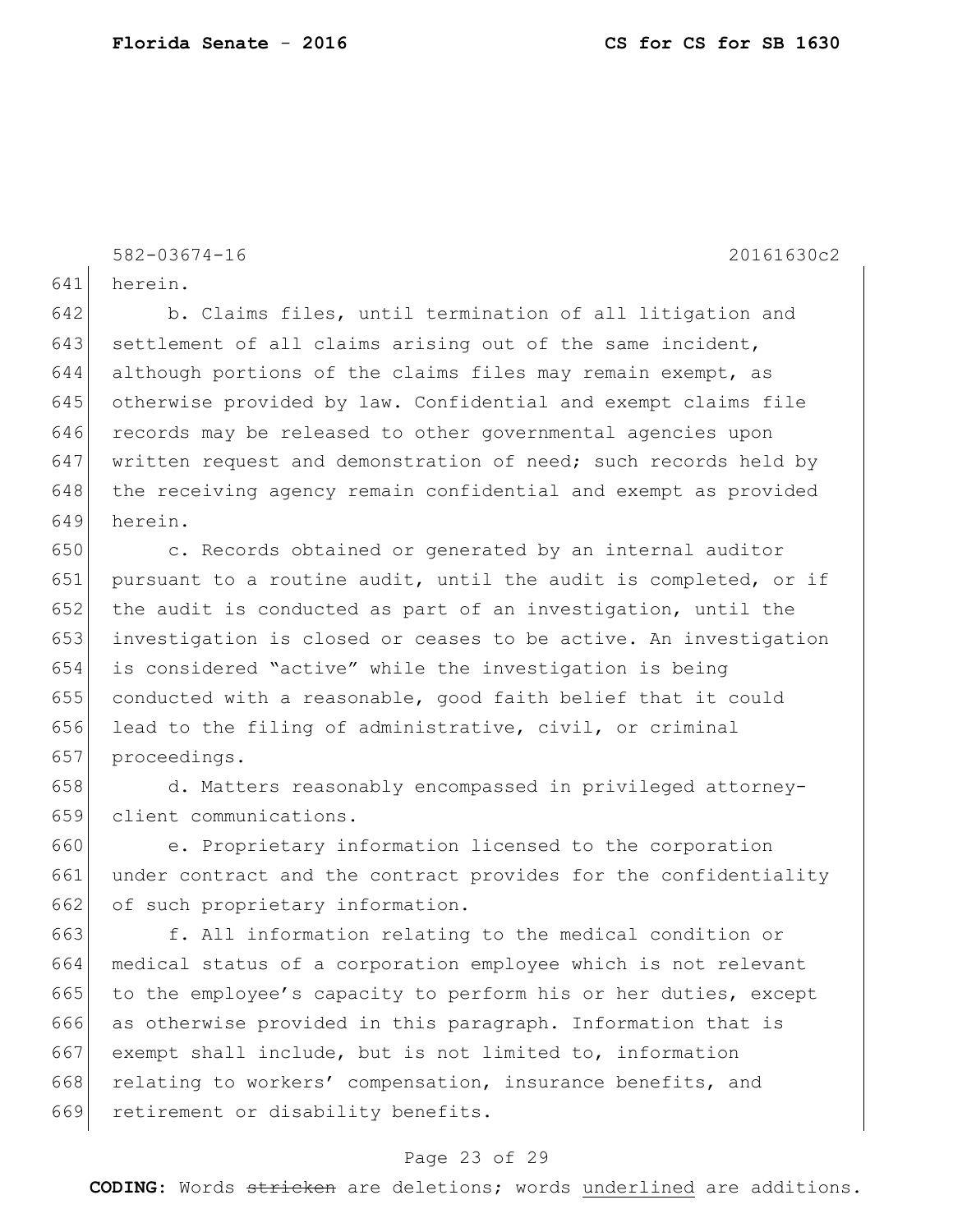herein.

b. Claims files, until termination of all litigation and settlement of all claims arising out of the same incident, although portions of the claims files may remain exempt, as otherwise provided by law. Confidential and exempt claims file records may be released to other governmental agencies upon written request and demonstration of need; such records held by the receiving agency remain confidential and exempt as provided herein.

c. Records obtained or generated by an internal auditor pursuant to a routine audit, until the audit is completed, or if the audit is conducted as part of an investigation, until the investigation is closed or ceases to be active. An investigation is considered "active" while the investigation is being conducted with a reasonable, good faith belief that it could lead to the filing of administrative, civil, or criminal proceedings.

d. Matters reasonably encompassed in privileged attorney-client communications.

e. Proprietary information licensed to the corporation under contract and the contract provides for the confidentiality of such proprietary information.

f. All information relating to the medical condition or medical status of a corporation employee which is not relevant to the employee's capacity to perform his or her duties, except as otherwise provided in this paragraph. Information that is exempt shall include, but is not limited to, information relating to workers' compensation, insurance benefits, and retirement or disability benefits.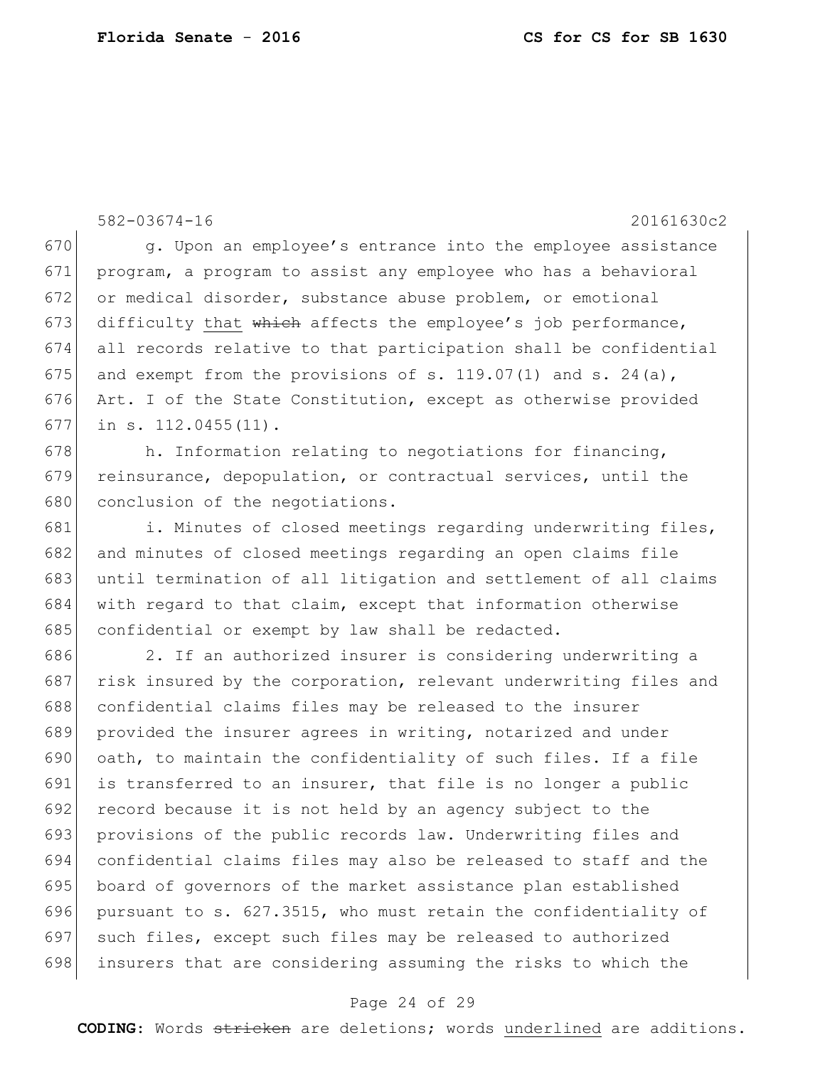582-03674-16 20161630c2

g. Upon an employee's entrance into the employee assistance program, a program to assist any employee who has a behavioral or medical disorder, substance abuse problem, or emotional difficulty <u>that</u> ~~which~~ affects the employee's job performance, all records relative to that participation shall be confidential and exempt from the provisions of s. 119.07(1) and s. 24(a), Art. I of the State Constitution, except as otherwise provided in s. 112.0455(11).

h. Information relating to negotiations for financing, reinsurance, depopulation, or contractual services, until the conclusion of the negotiations.

i. Minutes of closed meetings regarding underwriting files, and minutes of closed meetings regarding an open claims file until termination of all litigation and settlement of all claims with regard to that claim, except that information otherwise confidential or exempt by law shall be redacted.

2. If an authorized insurer is considering underwriting a risk insured by the corporation, relevant underwriting files and confidential claims files may be released to the insurer provided the insurer agrees in writing, notarized and under oath, to maintain the confidentiality of such files. If a file is transferred to an insurer, that file is no longer a public record because it is not held by an agency subject to the provisions of the public records law. Underwriting files and confidential claims files may also be released to staff and the board of governors of the market assistance plan established pursuant to s. 627.3515, who must retain the confidentiality of such files, except such files may be released to authorized insurers that are considering assuming the risks to which the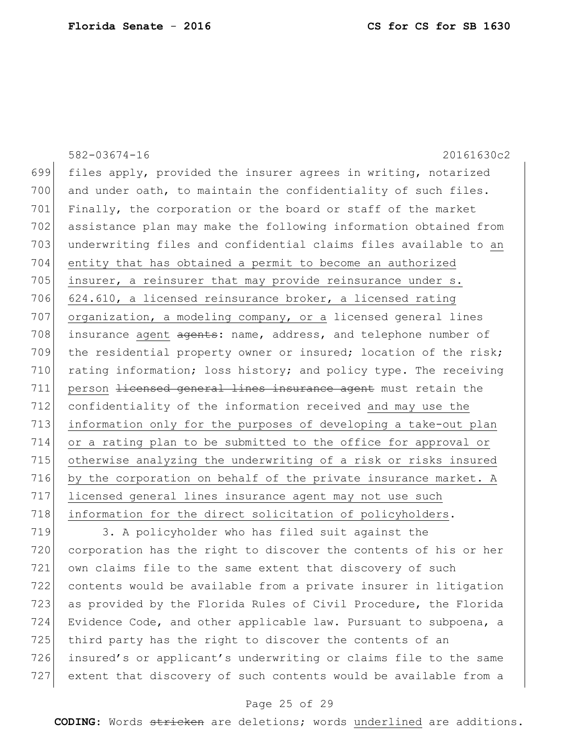files apply, provided the insurer agrees in writing, notarized and under oath, to maintain the confidentiality of such files. Finally, the corporation or the board or staff of the market assistance plan may make the following information obtained from underwriting files and confidential claims files available to <u>an entity that has obtained a permit to become an authorized insurer, a reinsurer that may provide reinsurance under s. 624.610, a licensed reinsurance broker, a licensed rating organization, a modeling company, or a</u> licensed general lines insurance <u>agent</u> ~~agents~~: name, address, and telephone number of the residential property owner or insured; location of the risk; rating information; loss history; and policy type. The receiving <u>person</u> ~~licensed general lines insurance agent~~ must retain the confidentiality of the information received <u>and may use the information only for the purposes of developing a take-out plan or a rating plan to be submitted to the office for approval or otherwise analyzing the underwriting of a risk or risks insured by the corporation on behalf of the private insurance market. A licensed general lines insurance agent may not use such information for the direct solicitation of policyholders</u>.

3. A policyholder who has filed suit against the corporation has the right to discover the contents of his or her own claims file to the same extent that discovery of such contents would be available from a private insurer in litigation as provided by the Florida Rules of Civil Procedure, the Florida Evidence Code, and other applicable law. Pursuant to subpoena, a third party has the right to discover the contents of an insured's or applicant's underwriting or claims file to the same extent that discovery of such contents would be available from a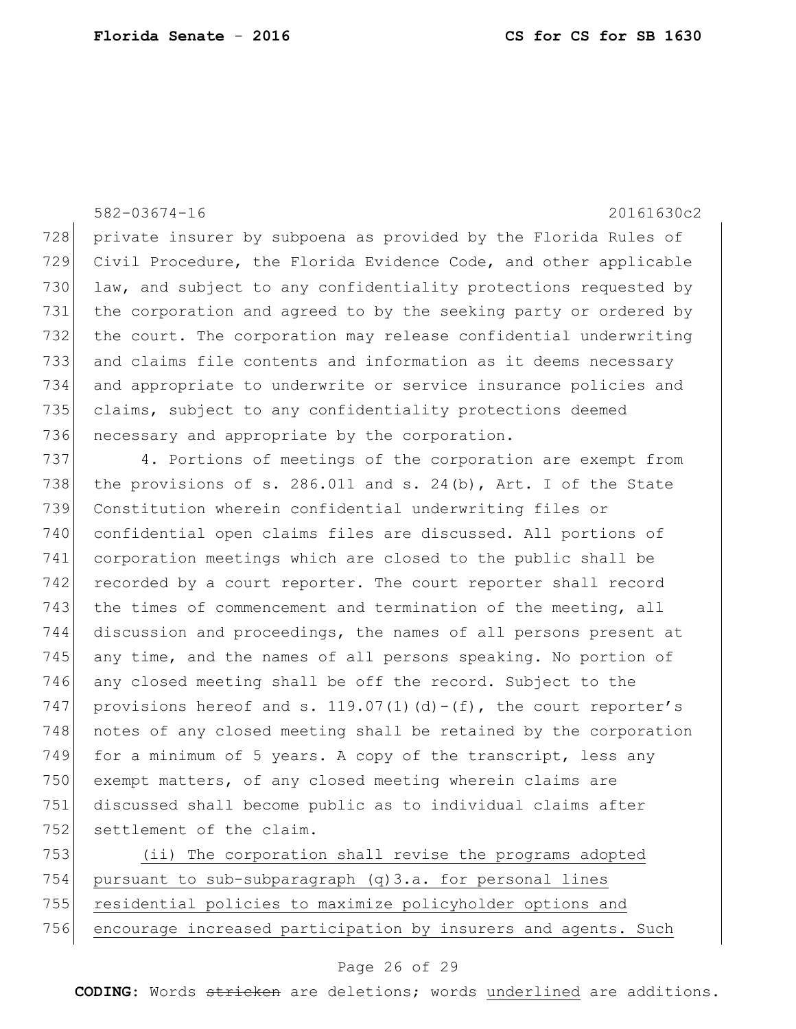582-03674-16 20161630c2

private insurer by subpoena as provided by the Florida Rules of Civil Procedure, the Florida Evidence Code, and other applicable law, and subject to any confidentiality protections requested by the corporation and agreed to by the seeking party or ordered by the court. The corporation may release confidential underwriting and claims file contents and information as it deems necessary and appropriate to underwrite or service insurance policies and claims, subject to any confidentiality protections deemed necessary and appropriate by the corporation.

4. Portions of meetings of the corporation are exempt from the provisions of s. 286.011 and s. 24(b), Art. I of the State Constitution wherein confidential underwriting files or confidential open claims files are discussed. All portions of corporation meetings which are closed to the public shall be recorded by a court reporter. The court reporter shall record the times of commencement and termination of the meeting, all discussion and proceedings, the names of all persons present at any time, and the names of all persons speaking. No portion of any closed meeting shall be off the record. Subject to the provisions hereof and s. 119.07(1)(d)-(f), the court reporter's notes of any closed meeting shall be retained by the corporation for a minimum of 5 years. A copy of the transcript, less any exempt matters, of any closed meeting wherein claims are discussed shall become public as to individual claims after settlement of the claim.

<u>(ii) The corporation shall revise the programs adopted pursuant to sub-subparagraph (q)3.a. for personal lines residential policies to maximize policyholder options and encourage increased participation by insurers and agents. Such</u>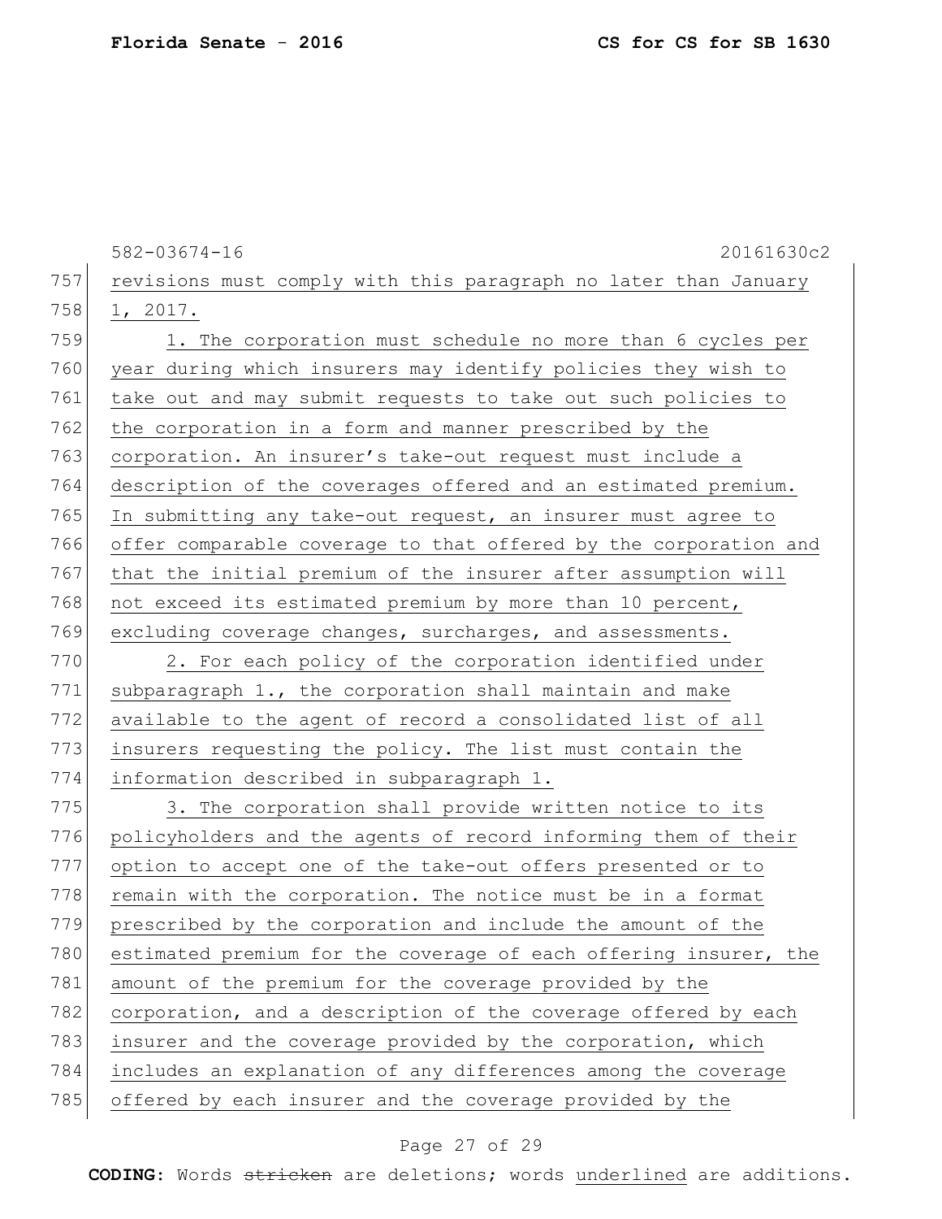revisions must comply with this paragraph no later than January 1, 2017.

1. The corporation must schedule no more than 6 cycles per year during which insurers may identify policies they wish to take out and may submit requests to take out such policies to the corporation in a form and manner prescribed by the corporation. An insurer's take-out request must include a description of the coverages offered and an estimated premium. In submitting any take-out request, an insurer must agree to offer comparable coverage to that offered by the corporation and that the initial premium of the insurer after assumption will not exceed its estimated premium by more than 10 percent, excluding coverage changes, surcharges, and assessments.

2. For each policy of the corporation identified under subparagraph 1., the corporation shall maintain and make available to the agent of record a consolidated list of all insurers requesting the policy. The list must contain the information described in subparagraph 1.

3. The corporation shall provide written notice to its policyholders and the agents of record informing them of their option to accept one of the take-out offers presented or to remain with the corporation. The notice must be in a format prescribed by the corporation and include the amount of the estimated premium for the coverage of each offering insurer, the amount of the premium for the coverage provided by the corporation, and a description of the coverage offered by each insurer and the coverage provided by the corporation, which includes an explanation of any differences among the coverage offered by each insurer and the coverage provided by the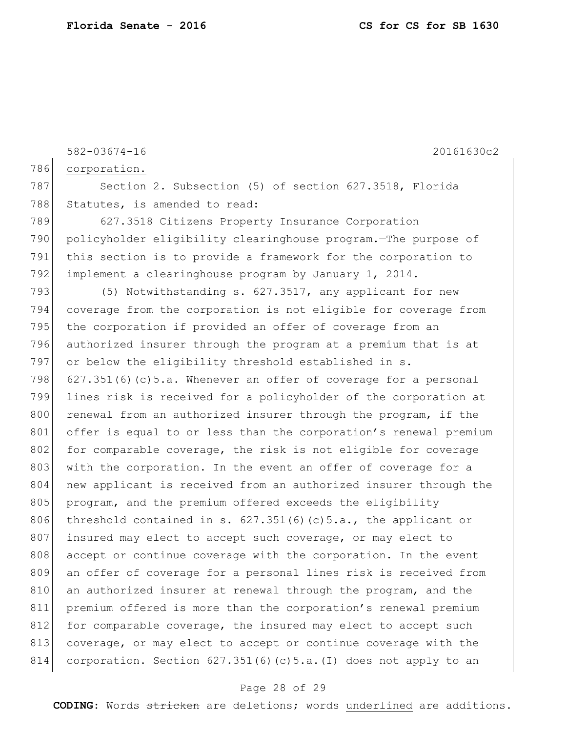582-03674-16 20161630c2

corporation.

Section 2. Subsection (5) of section 627.3518, Florida Statutes, is amended to read:

627.3518 Citizens Property Insurance Corporation policyholder eligibility clearinghouse program.—The purpose of this section is to provide a framework for the corporation to implement a clearinghouse program by January 1, 2014.

(5) Notwithstanding s. 627.3517, any applicant for new coverage from the corporation is not eligible for coverage from the corporation if provided an offer of coverage from an authorized insurer through the program at a premium that is at or below the eligibility threshold established in s. 627.351(6)(c)5.a. Whenever an offer of coverage for a personal lines risk is received for a policyholder of the corporation at renewal from an authorized insurer through the program, if the offer is equal to or less than the corporation's renewal premium for comparable coverage, the risk is not eligible for coverage with the corporation. In the event an offer of coverage for a new applicant is received from an authorized insurer through the program, and the premium offered exceeds the eligibility threshold contained in s. 627.351(6)(c)5.a., the applicant or insured may elect to accept such coverage, or may elect to accept or continue coverage with the corporation. In the event an offer of coverage for a personal lines risk is received from an authorized insurer at renewal through the program, and the premium offered is more than the corporation's renewal premium for comparable coverage, the insured may elect to accept such coverage, or may elect to accept or continue coverage with the corporation. Section 627.351(6)(c)5.a.(I) does not apply to an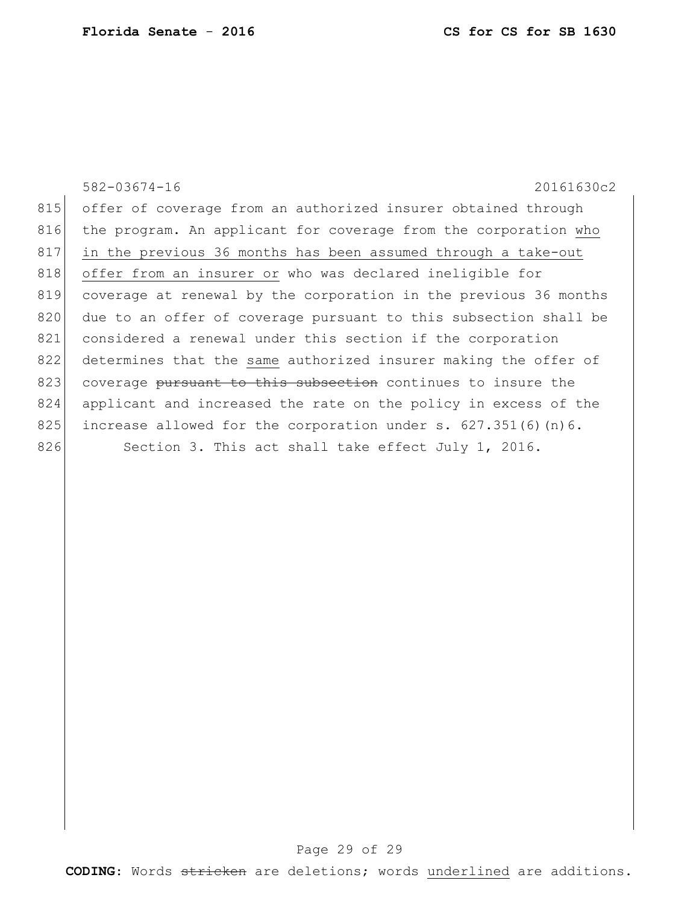582-03674-16 20161630c2

815 offer of coverage from an authorized insurer obtained through
816 the program. An applicant for coverage from the corporation <u>who</u>
817 <u>in the previous 36 months has been assumed through a take-out</u>
818 <u>offer from an insurer or</u> who was declared ineligible for
819 coverage at renewal by the corporation in the previous 36 months
820 due to an offer of coverage pursuant to this subsection shall be
821 considered a renewal under this section if the corporation
822 determines that the <u>same</u> authorized insurer making the offer of
823 coverage ~~pursuant to this subsection~~ continues to insure the
824 applicant and increased the rate on the policy in excess of the
825 increase allowed for the corporation under s. 627.351(6)(n)6.
826 Section 3. This act shall take effect July 1, 2016.

**CODING:** Words ~~stricken~~ are deletions; words <u>underlined</u> are additions.